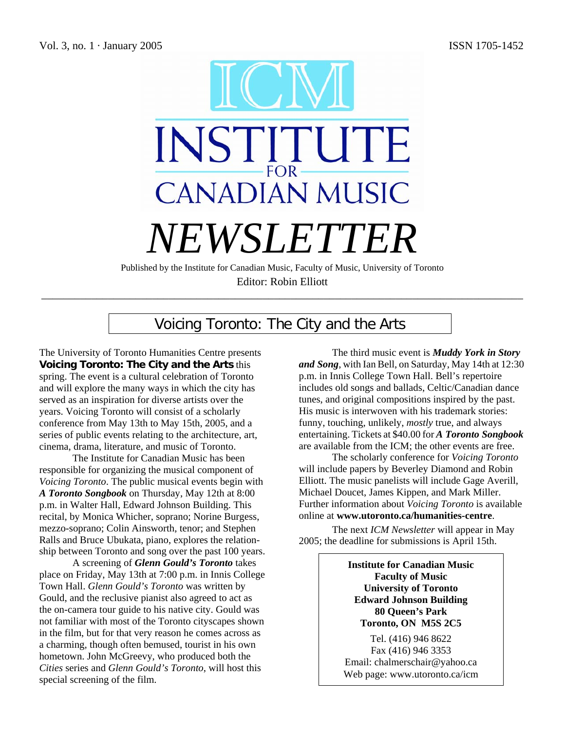Vol. 3, no. 1 · January 2005 ISSN 1705-1452

# ICM INSTITUTE FOR CANADIAN MUSIC

# NEWSLETTER

Published by the Institute for Canadian Music, Faculty of Music, University of Toronto

Editor: Robin Elliott

## Voicing Toronto: The City and the Arts

The University of Toronto Humanities Centre presents **Voicing Toronto: The City and the Arts** this spring. The event is a cultural celebration of Toronto and will explore the many ways in which the city has served as an inspiration for diverse artists over the years. Voicing Toronto will consist of a scholarly conference from May 13th to May 15th, 2005, and a series of public events relating to the architecture, art, cinema, drama, literature, and music of Toronto.

The Institute for Canadian Music has been responsible for organizing the musical component of *Voicing Toronto*. The public musical events begin with ***A Toronto Songbook*** on Thursday, May 12th at 8:00 p.m. in Walter Hall, Edward Johnson Building. This recital, by Monica Whicher, soprano; Norine Burgess, mezzo-soprano; Colin Ainsworth, tenor; and Stephen Ralls and Bruce Ubukata, piano, explores the relationship between Toronto and song over the past 100 years.

A screening of ***Glenn Gould's Toronto*** takes place on Friday, May 13th at 7:00 p.m. in Innis College Town Hall. *Glenn Gould's Toronto* was written by Gould, and the reclusive pianist also agreed to act as the on-camera tour guide to his native city. Gould was not familiar with most of the Toronto cityscapes shown in the film, but for that very reason he comes across as a charming, though often bemused, tourist in his own hometown. John McGreevy, who produced both the *Cities* series and *Glenn Gould's Toronto*, will host this special screening of the film.

The third music event is ***Muddy York in Story and Song***, with Ian Bell, on Saturday, May 14th at 12:30 p.m. in Innis College Town Hall. Bell's repertoire includes old songs and ballads, Celtic/Canadian dance tunes, and original compositions inspired by the past. His music is interwoven with his trademark stories: funny, touching, unlikely, *mostly* true, and always entertaining. Tickets at $40.00 for ***A Toronto Songbook*** are available from the ICM; the other events are free.

The scholarly conference for *Voicing Toronto* will include papers by Beverley Diamond and Robin Elliott. The music panelists will include Gage Averill, Michael Doucet, James Kippen, and Mark Miller. Further information about *Voicing Toronto* is available online at **www.utoronto.ca/humanities-centre**.

The next *ICM Newsletter* will appear in May 2005; the deadline for submissions is April 15th.

**Institute for Canadian Music**
**Faculty of Music**
**University of Toronto**
**Edward Johnson Building**
**80 Queen's Park**
**Toronto, ON M5S 2C5**

Tel. (416) 946 8622
Fax (416) 946 3353
Email: chalmerschair@yahoo.ca
Web page: www.utoronto.ca/icm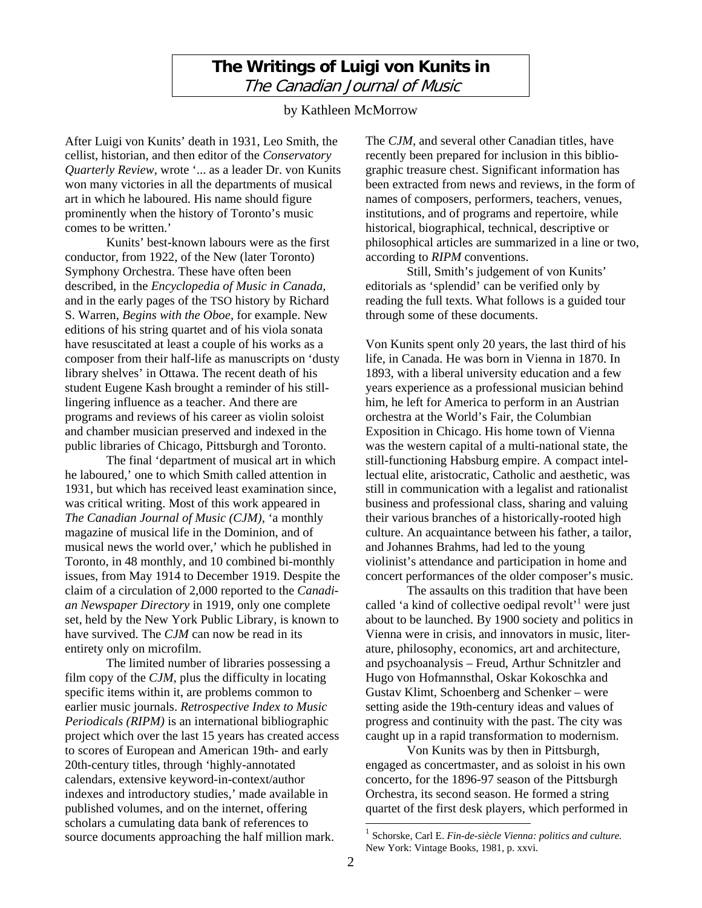# The Writings of Luigi von Kunits in *The Canadian Journal of Music*

by Kathleen McMorrow

After Luigi von Kunits' death in 1931, Leo Smith, the cellist, historian, and then editor of the *Conservatory Quarterly Review*, wrote '... as a leader Dr. von Kunits won many victories in all the departments of musical art in which he laboured. His name should figure prominently when the history of Toronto's music comes to be written.'

Kunits' best-known labours were as the first conductor, from 1922, of the New (later Toronto) Symphony Orchestra. These have often been described, in the *Encyclopedia of Music in Canada*, and in the early pages of the TSO history by Richard S. Warren, *Begins with the Oboe*, for example. New editions of his string quartet and of his viola sonata have resuscitated at least a couple of his works as a composer from their half-life as manuscripts on 'dusty library shelves' in Ottawa. The recent death of his student Eugene Kash brought a reminder of his still-lingering influence as a teacher. And there are programs and reviews of his career as violin soloist and chamber musician preserved and indexed in the public libraries of Chicago, Pittsburgh and Toronto.

The final 'department of musical art in which he laboured,' one to which Smith called attention in 1931, but which has received least examination since, was critical writing. Most of this work appeared in *The Canadian Journal of Music (CJM)*, 'a monthly magazine of musical life in the Dominion, and of musical news the world over,' which he published in Toronto, in 48 monthly, and 10 combined bi-monthly issues, from May 1914 to December 1919. Despite the claim of a circulation of 2,000 reported to the *Canadian Newspaper Directory* in 1919, only one complete set, held by the New York Public Library, is known to have survived. The *CJM* can now be read in its entirety only on microfilm.

The limited number of libraries possessing a film copy of the *CJM*, plus the difficulty in locating specific items within it, are problems common to earlier music journals. *Retrospective Index to Music Periodicals (RIPM)* is an international bibliographic project which over the last 15 years has created access to scores of European and American 19th- and early 20th-century titles, through 'highly-annotated calendars, extensive keyword-in-context/author indexes and introductory studies,' made available in published volumes, and on the internet, offering scholars a cumulating data bank of references to source documents approaching the half million mark. The *CJM*, and several other Canadian titles, have recently been prepared for inclusion in this bibliographic treasure chest. Significant information has been extracted from news and reviews, in the form of names of composers, performers, teachers, venues, institutions, and of programs and repertoire, while historical, biographical, technical, descriptive or philosophical articles are summarized in a line or two, according to *RIPM* conventions.

Still, Smith's judgement of von Kunits' editorials as 'splendid' can be verified only by reading the full texts. What follows is a guided tour through some of these documents.

Von Kunits spent only 20 years, the last third of his life, in Canada. He was born in Vienna in 1870. In 1893, with a liberal university education and a few years experience as a professional musician behind him, he left for America to perform in an Austrian orchestra at the World's Fair, the Columbian Exposition in Chicago. His home town of Vienna was the western capital of a multi-national state, the still-functioning Habsburg empire. A compact intellectual elite, aristocratic, Catholic and aesthetic, was still in communication with a legalist and rationalist business and professional class, sharing and valuing their various branches of a historically-rooted high culture. An acquaintance between his father, a tailor, and Johannes Brahms, had led to the young violinist's attendance and participation in home and concert performances of the older composer's music.

The assaults on this tradition that have been called 'a kind of collective oedipal revolt'[1] were just about to be launched. By 1900 society and politics in Vienna were in crisis, and innovators in music, literature, philosophy, economics, art and architecture, and psychoanalysis – Freud, Arthur Schnitzler and Hugo von Hofmannsthal, Oskar Kokoschka and Gustav Klimt, Schoenberg and Schenker – were setting aside the 19th-century ideas and values of progress and continuity with the past. The city was caught up in a rapid transformation to modernism.

Von Kunits was by then in Pittsburgh, engaged as concertmaster, and as soloist in his own concerto, for the 1896-97 season of the Pittsburgh Orchestra, its second season. He formed a string quartet of the first desk players, which performed in

[1] Schorske, Carl E. *Fin-de-siècle Vienna: politics and culture.* New York: Vintage Books, 1981, p. xxvi.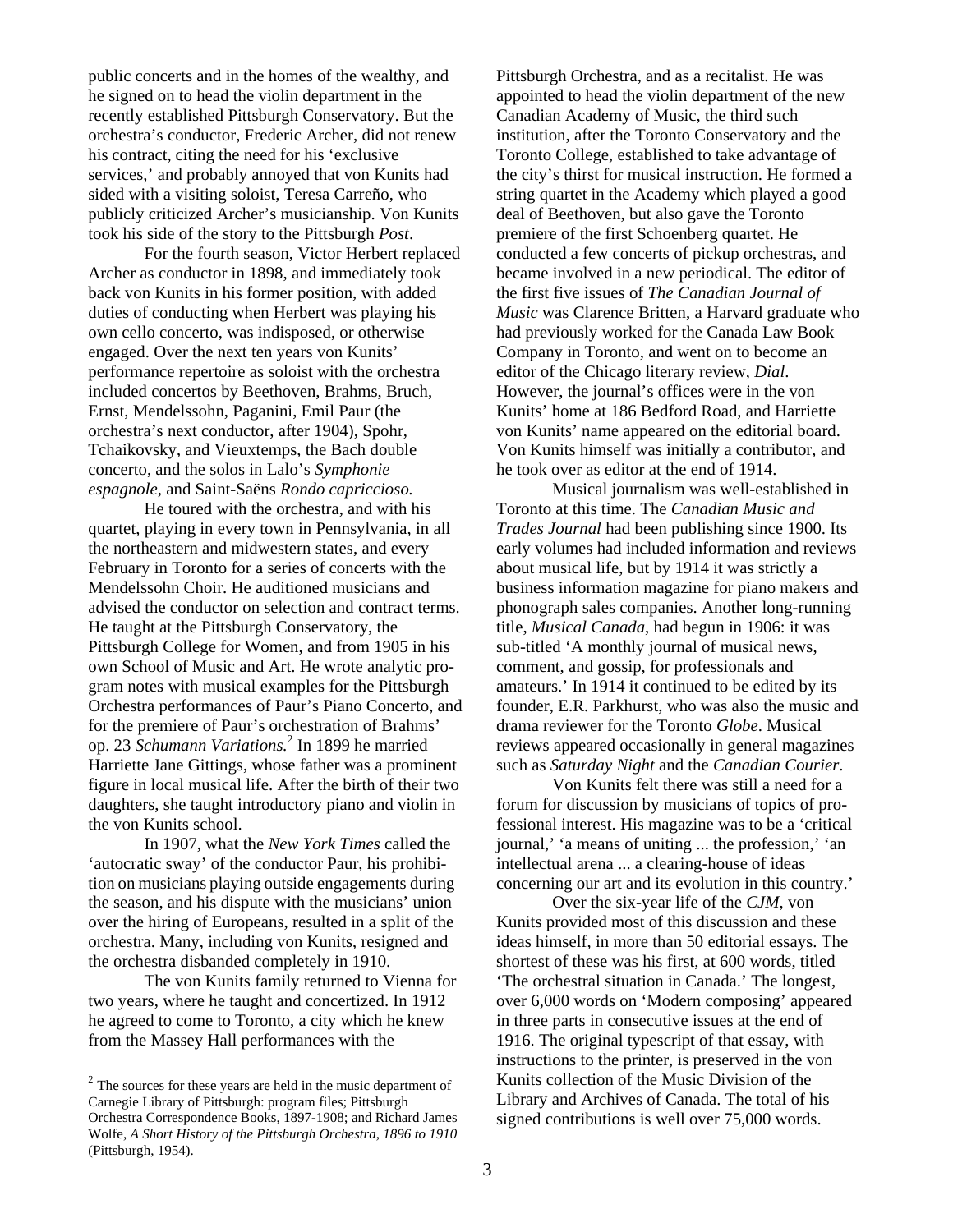public concerts and in the homes of the wealthy, and he signed on to head the violin department in the recently established Pittsburgh Conservatory. But the orchestra's conductor, Frederic Archer, did not renew his contract, citing the need for his 'exclusive services,' and probably annoyed that von Kunits had sided with a visiting soloist, Teresa Carreño, who publicly criticized Archer's musicianship. Von Kunits took his side of the story to the Pittsburgh *Post*.

For the fourth season, Victor Herbert replaced Archer as conductor in 1898, and immediately took back von Kunits in his former position, with added duties of conducting when Herbert was playing his own cello concerto, was indisposed, or otherwise engaged. Over the next ten years von Kunits' performance repertoire as soloist with the orchestra included concertos by Beethoven, Brahms, Bruch, Ernst, Mendelssohn, Paganini, Emil Paur (the orchestra's next conductor, after 1904), Spohr, Tchaikovsky, and Vieuxtemps, the Bach double concerto, and the solos in Lalo's *Symphonie espagnole*, and Saint-Saëns *Rondo capriccioso.*

He toured with the orchestra, and with his quartet, playing in every town in Pennsylvania, in all the northeastern and midwestern states, and every February in Toronto for a series of concerts with the Mendelssohn Choir. He auditioned musicians and advised the conductor on selection and contract terms. He taught at the Pittsburgh Conservatory, the Pittsburgh College for Women, and from 1905 in his own School of Music and Art. He wrote analytic program notes with musical examples for the Pittsburgh Orchestra performances of Paur's Piano Concerto, and for the premiere of Paur's orchestration of Brahms' op. 23 *Schumann Variations.*[2] In 1899 he married Harriette Jane Gittings, whose father was a prominent figure in local musical life. After the birth of their two daughters, she taught introductory piano and violin in the von Kunits school.

In 1907, what the *New York Times* called the 'autocratic sway' of the conductor Paur, his prohibition on musicians playing outside engagements during the season, and his dispute with the musicians' union over the hiring of Europeans, resulted in a split of the orchestra. Many, including von Kunits, resigned and the orchestra disbanded completely in 1910.

The von Kunits family returned to Vienna for two years, where he taught and concertized. In 1912 he agreed to come to Toronto, a city which he knew from the Massey Hall performances with the Pittsburgh Orchestra, and as a recitalist. He was appointed to head the violin department of the new Canadian Academy of Music, the third such institution, after the Toronto Conservatory and the Toronto College, established to take advantage of the city's thirst for musical instruction. He formed a string quartet in the Academy which played a good deal of Beethoven, but also gave the Toronto premiere of the first Schoenberg quartet. He conducted a few concerts of pickup orchestras, and became involved in a new periodical. The editor of the first five issues of *The Canadian Journal of Music* was Clarence Britten, a Harvard graduate who had previously worked for the Canada Law Book Company in Toronto, and went on to become an editor of the Chicago literary review, *Dial*. However, the journal's offices were in the von Kunits' home at 186 Bedford Road, and Harriette von Kunits' name appeared on the editorial board. Von Kunits himself was initially a contributor, and he took over as editor at the end of 1914.

Musical journalism was well-established in Toronto at this time. The *Canadian Music and Trades Journal* had been publishing since 1900. Its early volumes had included information and reviews about musical life, but by 1914 it was strictly a business information magazine for piano makers and phonograph sales companies. Another long-running title, *Musical Canada*, had begun in 1906: it was sub-titled 'A monthly journal of musical news, comment, and gossip, for professionals and amateurs.' In 1914 it continued to be edited by its founder, E.R. Parkhurst, who was also the music and drama reviewer for the Toronto *Globe*. Musical reviews appeared occasionally in general magazines such as *Saturday Night* and the *Canadian Courier*.

Von Kunits felt there was still a need for a forum for discussion by musicians of topics of professional interest. His magazine was to be a 'critical journal,' 'a means of uniting ... the profession,' 'an intellectual arena ... a clearing-house of ideas concerning our art and its evolution in this country.'

Over the six-year life of the *CJM*, von Kunits provided most of this discussion and these ideas himself, in more than 50 editorial essays. The shortest of these was his first, at 600 words, titled 'The orchestral situation in Canada.' The longest, over 6,000 words on 'Modern composing' appeared in three parts in consecutive issues at the end of 1916. The original typescript of that essay, with instructions to the printer, is preserved in the von Kunits collection of the Music Division of the Library and Archives of Canada. The total of his signed contributions is well over 75,000 words.

---

[2] The sources for these years are held in the music department of Carnegie Library of Pittsburgh: program files; Pittsburgh Orchestra Correspondence Books, 1897-1908; and Richard James Wolfe, *A Short History of the Pittsburgh Orchestra, 1896 to 1910* (Pittsburgh, 1954).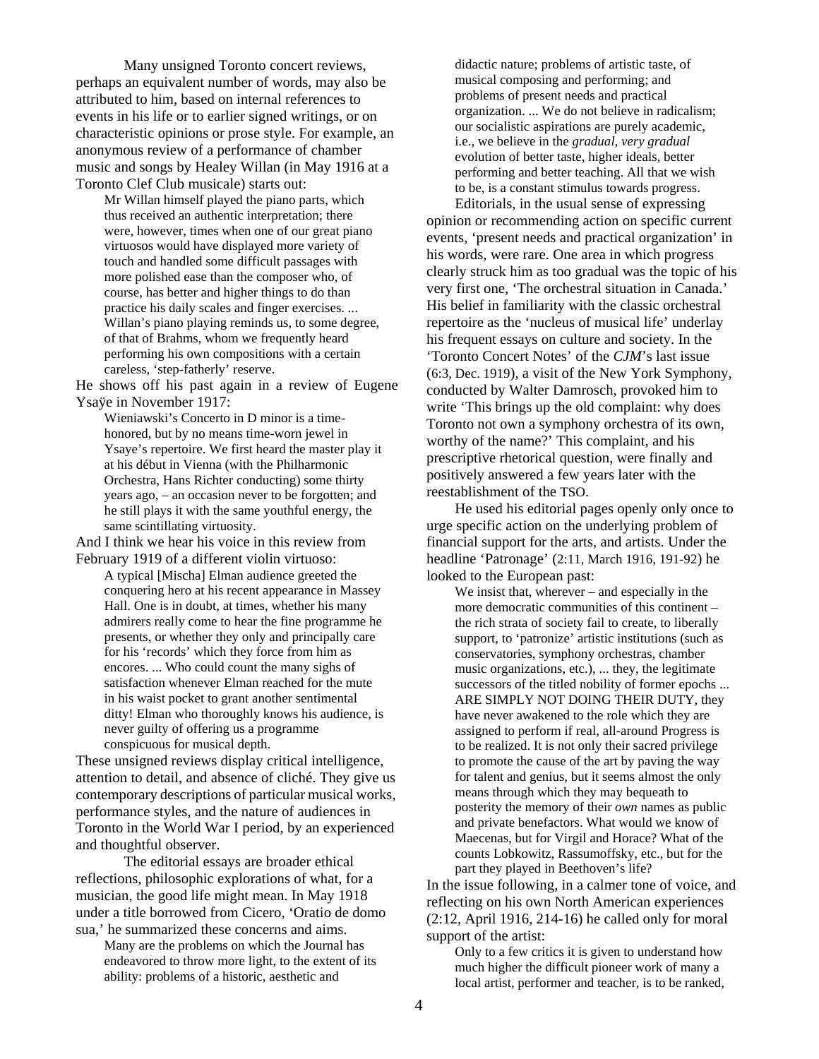Many unsigned Toronto concert reviews, perhaps an equivalent number of words, may also be attributed to him, based on internal references to events in his life or to earlier signed writings, or on characteristic opinions or prose style. For example, an anonymous review of a performance of chamber music and songs by Healey Willan (in May 1916 at a Toronto Clef Club musicale) starts out:

> Mr Willan himself played the piano parts, which thus received an authentic interpretation; there were, however, times when one of our great piano virtuosos would have displayed more variety of touch and handled some difficult passages with more polished ease than the composer who, of course, has better and higher things to do than practice his daily scales and finger exercises. ... Willan's piano playing reminds us, to some degree, of that of Brahms, whom we frequently heard performing his own compositions with a certain careless, 'step-fatherly' reserve.

He shows off his past again in a review of Eugene Ysaÿe in November 1917:

> Wieniawski's Concerto in D minor is a time-honored, but by no means time-worn jewel in Ysaye's repertoire. We first heard the master play it at his début in Vienna (with the Philharmonic Orchestra, Hans Richter conducting) some thirty years ago, – an occasion never to be forgotten; and he still plays it with the same youthful energy, the same scintillating virtuosity.

And I think we hear his voice in this review from February 1919 of a different violin virtuoso:

> A typical [Mischa] Elman audience greeted the conquering hero at his recent appearance in Massey Hall. One is in doubt, at times, whether his many admirers really come to hear the fine programme he presents, or whether they only and principally care for his 'records' which they force from him as encores. ... Who could count the many sighs of satisfaction whenever Elman reached for the mute in his waist pocket to grant another sentimental ditty! Elman who thoroughly knows his audience, is never guilty of offering us a programme conspicuous for musical depth.

These unsigned reviews display critical intelligence, attention to detail, and absence of cliché. They give us contemporary descriptions of particular musical works, performance styles, and the nature of audiences in Toronto in the World War I period, by an experienced and thoughtful observer.

The editorial essays are broader ethical reflections, philosophic explorations of what, for a musician, the good life might mean. In May 1918 under a title borrowed from Cicero, 'Oratio de domo sua,' he summarized these concerns and aims.

> Many are the problems on which the Journal has endeavored to throw more light, to the extent of its ability: problems of a historic, aesthetic and didactic nature; problems of artistic taste, of musical composing and performing; and problems of present needs and practical organization. ... We do not believe in radicalism; our socialistic aspirations are purely academic, i.e., we believe in the *gradual, very gradual* evolution of better taste, higher ideals, better performing and better teaching. All that we wish to be, is a constant stimulus towards progress.

Editorials, in the usual sense of expressing opinion or recommending action on specific current events, 'present needs and practical organization' in his words, were rare. One area in which progress clearly struck him as too gradual was the topic of his very first one, 'The orchestral situation in Canada.' His belief in familiarity with the classic orchestral repertoire as the 'nucleus of musical life' underlay his frequent essays on culture and society. In the 'Toronto Concert Notes' of the *CJM*'s last issue (6:3, Dec. 1919), a visit of the New York Symphony, conducted by Walter Damrosch, provoked him to write 'This brings up the old complaint: why does Toronto not own a symphony orchestra of its own, worthy of the name?' This complaint, and his prescriptive rhetorical question, were finally and positively answered a few years later with the reestablishment of the TSO.

He used his editorial pages openly only once to urge specific action on the underlying problem of financial support for the arts, and artists. Under the headline 'Patronage' (2:11, March 1916, 191-92) he looked to the European past:

> We insist that, wherever – and especially in the more democratic communities of this continent – the rich strata of society fail to create, to liberally support, to 'patronize' artistic institutions (such as conservatories, symphony orchestras, chamber music organizations, etc.), ... they, the legitimate successors of the titled nobility of former epochs ... ARE SIMPLY NOT DOING THEIR DUTY, they have never awakened to the role which they are assigned to perform if real, all-around Progress is to be realized. It is not only their sacred privilege to promote the cause of the art by paving the way for talent and genius, but it seems almost the only means through which they may bequeath to posterity the memory of their *own* names as public and private benefactors. What would we know of Maecenas, but for Virgil and Horace? What of the counts Lobkowitz, Rassumoffsky, etc., but for the part they played in Beethoven's life?

In the issue following, in a calmer tone of voice, and reflecting on his own North American experiences (2:12, April 1916, 214-16) he called only for moral support of the artist:

> Only to a few critics it is given to understand how much higher the difficult pioneer work of many a local artist, performer and teacher, is to be ranked,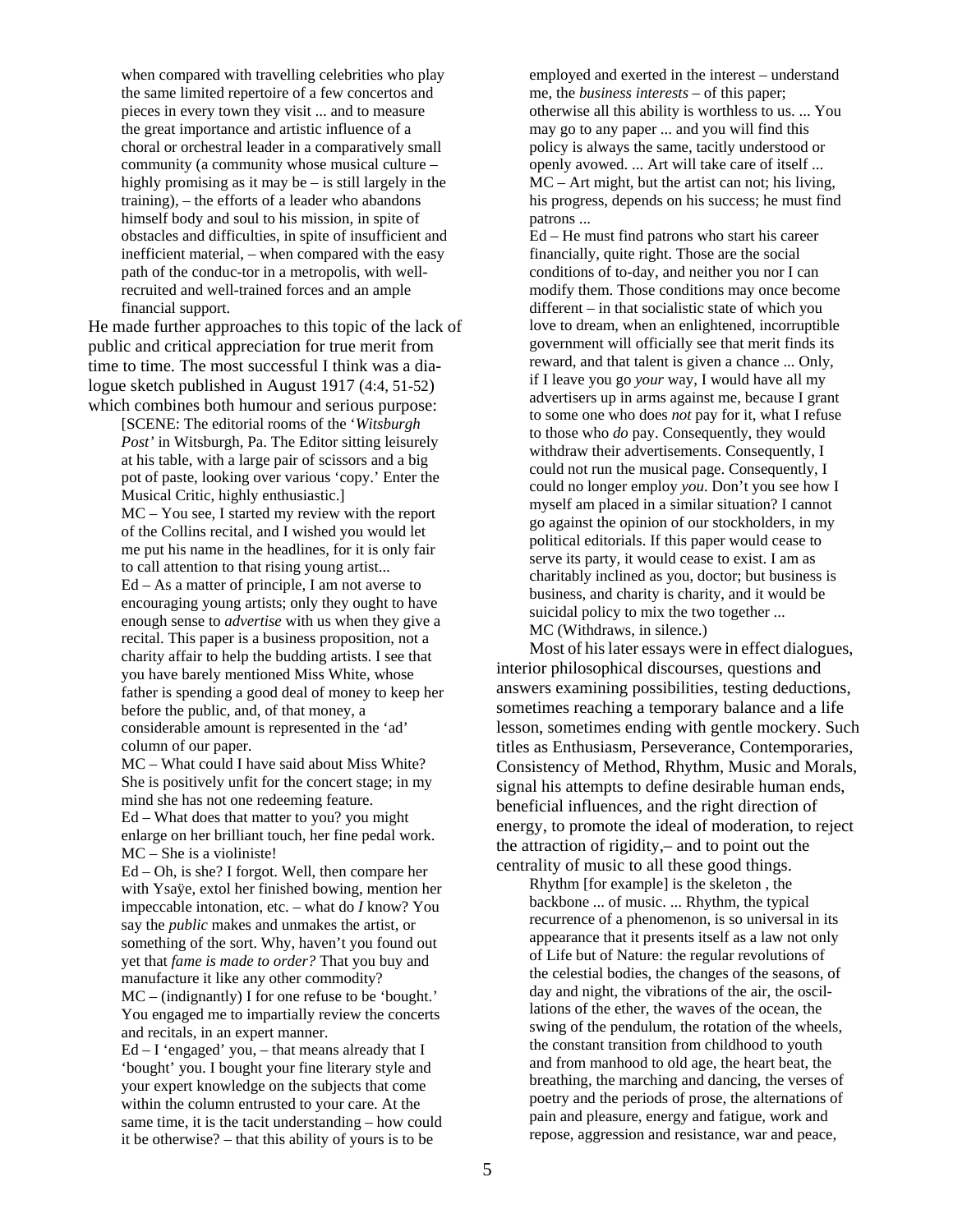> when compared with travelling celebrities who play the same limited repertoire of a few concertos and pieces in every town they visit ... and to measure the great importance and artistic influence of a choral or orchestral leader in a comparatively small community (a community whose musical culture – highly promising as it may be – is still largely in the training), – the efforts of a leader who abandons himself body and soul to his mission, in spite of obstacles and difficulties, in spite of insufficient and inefficient material, – when compared with the easy path of the conduc-tor in a metropolis, with well-recruited and well-trained forces and an ample financial support.

He made further approaches to this topic of the lack of public and critical appreciation for true merit from time to time. The most successful I think was a dia-logue sketch published in August 1917 (4:4, 51-52) which combines both humour and serious purpose:

> [SCENE: The editorial rooms of the '*Witsburgh Post*' in Witsburgh, Pa. The Editor sitting leisurely at his table, with a large pair of scissors and a big pot of paste, looking over various 'copy.' Enter the Musical Critic, highly enthusiastic.]
>
> MC – You see, I started my review with the report of the Collins recital, and I wished you would let me put his name in the headlines, for it is only fair to call attention to that rising young artist...
>
> Ed – As a matter of principle, I am not averse to encouraging young artists; only they ought to have enough sense to *advertise* with us when they give a recital. This paper is a business proposition, not a charity affair to help the budding artists. I see that you have barely mentioned Miss White, whose father is spending a good deal of money to keep her before the public, and, of that money, a considerable amount is represented in the 'ad' column of our paper.
>
> MC – What could I have said about Miss White? She is positively unfit for the concert stage; in my mind she has not one redeeming feature.
>
> Ed – What does that matter to you? you might enlarge on her brilliant touch, her fine pedal work.
>
> MC – She is a violiniste!
>
> Ed – Oh, is she? I forgot. Well, then compare her with Ysaÿe, extol her finished bowing, mention her impeccable intonation, etc. – what do *I* know? You say the *public* makes and unmakes the artist, or something of the sort. Why, haven't you found out yet that *fame is made to order?* That you buy and manufacture it like any other commodity?
>
> MC – (indignantly) I for one refuse to be 'bought.' You engaged me to impartially review the concerts and recitals, in an expert manner.
>
> Ed – I 'engaged' you, – that means already that I 'bought' you. I bought your fine literary style and your expert knowledge on the subjects that come within the column entrusted to your care. At the same time, it is the tacit understanding – how could it be otherwise? – that this ability of yours is to be employed and exerted in the interest – understand me, the *business interests* – of this paper; otherwise all this ability is worthless to us. ... You may go to any paper ... and you will find this policy is always the same, tacitly understood or openly avowed. ... Art will take care of itself ...
>
> MC – Art might, but the artist can not; his living, his progress, depends on his success; he must find patrons ...
>
> Ed – He must find patrons who start his career financially, quite right. Those are the social conditions of to-day, and neither you nor I can modify them. Those conditions may once become different – in that socialistic state of which you love to dream, when an enlightened, incorruptible government will officially see that merit finds its reward, and that talent is given a chance ... Only, if I leave you go *your* way, I would have all my advertisers up in arms against me, because I grant to some one who does *not* pay for it, what I refuse to those who *do* pay. Consequently, they would withdraw their advertisements. Consequently, I could not run the musical page. Consequently, I could no longer employ *you*. Don't you see how I myself am placed in a similar situation? I cannot go against the opinion of our stockholders, in my political editorials. If this paper would cease to serve its party, it would cease to exist. I am as charitably inclined as you, doctor; but business is business, and charity is charity, and it would be suicidal policy to mix the two together ...
>
> MC (Withdraws, in silence.)

Most of his later essays were in effect dialogues, interior philosophical discourses, questions and answers examining possibilities, testing deductions, sometimes reaching a temporary balance and a life lesson, sometimes ending with gentle mockery. Such titles as Enthusiasm, Perseverance, Contemporaries, Consistency of Method, Rhythm, Music and Morals, signal his attempts to define desirable human ends, beneficial influences, and the right direction of energy, to promote the ideal of moderation, to reject the attraction of rigidity,– and to point out the centrality of music to all these good things.

> Rhythm [for example] is the skeleton , the backbone ... of music. ... Rhythm, the typical recurrence of a phenomenon, is so universal in its appearance that it presents itself as a law not only of Life but of Nature: the regular revolutions of the celestial bodies, the changes of the seasons, of day and night, the vibrations of the air, the oscil-lations of the ether, the waves of the ocean, the swing of the pendulum, the rotation of the wheels, the constant transition from childhood to youth and from manhood to old age, the heart beat, the breathing, the marching and dancing, the verses of poetry and the periods of prose, the alternations of pain and pleasure, energy and fatigue, work and repose, aggression and resistance, war and peace,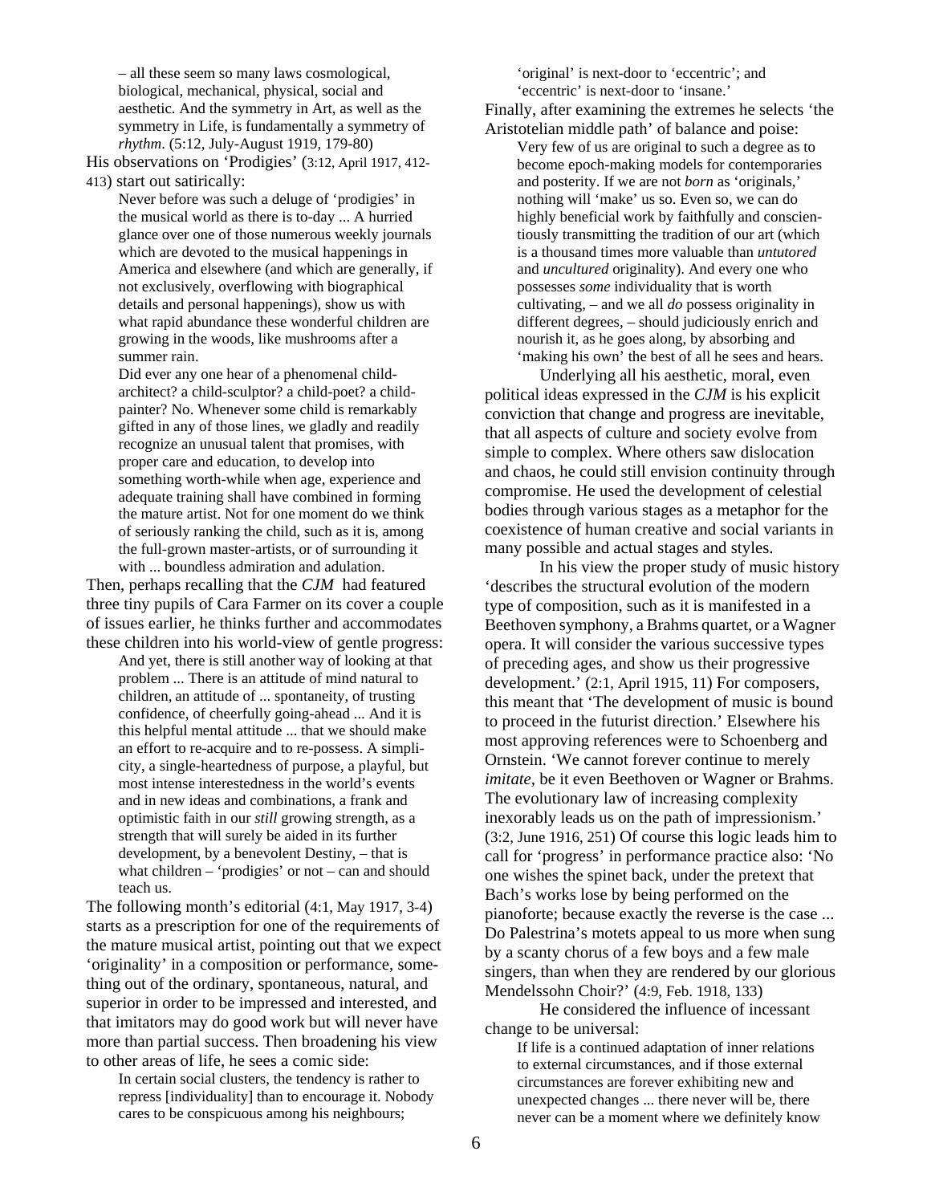> – all these seem so many laws cosmological, biological, mechanical, physical, social and aesthetic. And the symmetry in Art, as well as the symmetry in Life, is fundamentally a symmetry of *rhythm*. (5:12, July-August 1919, 179-80)

His observations on 'Prodigies' (3:12, April 1917, 412-413) start out satirically:

> Never before was such a deluge of 'prodigies' in the musical world as there is to-day ... A hurried glance over one of those numerous weekly journals which are devoted to the musical happenings in America and elsewhere (and which are generally, if not exclusively, overflowing with biographical details and personal happenings), show us with what rapid abundance these wonderful children are growing in the woods, like mushrooms after a summer rain.
>
> Did ever any one hear of a phenomenal child-architect? a child-sculptor? a child-poet? a child-painter? No. Whenever some child is remarkably gifted in any of those lines, we gladly and readily recognize an unusual talent that promises, with proper care and education, to develop into something worth-while when age, experience and adequate training shall have combined in forming the mature artist. Not for one moment do we think of seriously ranking the child, such as it is, among the full-grown master-artists, or of surrounding it with ... boundless admiration and adulation.

Then, perhaps recalling that the *CJM* had featured three tiny pupils of Cara Farmer on its cover a couple of issues earlier, he thinks further and accommodates these children into his world-view of gentle progress:

> And yet, there is still another way of looking at that problem ... There is an attitude of mind natural to children, an attitude of ... spontaneity, of trusting confidence, of cheerfully going-ahead ... And it is this helpful mental attitude ... that we should make an effort to re-acquire and to re-possess. A simplicity, a single-heartedness of purpose, a playful, but most intense interestedness in the world's events and in new ideas and combinations, a frank and optimistic faith in our *still* growing strength, as a strength that will surely be aided in its further development, by a benevolent Destiny, – that is what children – 'prodigies' or not – can and should teach us.

The following month's editorial (4:1, May 1917, 3-4) starts as a prescription for one of the requirements of the mature musical artist, pointing out that we expect 'originality' in a composition or performance, something out of the ordinary, spontaneous, natural, and superior in order to be impressed and interested, and that imitators may do good work but will never have more than partial success. Then broadening his view to other areas of life, he sees a comic side:

> In certain social clusters, the tendency is rather to repress [individuality] than to encourage it. Nobody cares to be conspicuous among his neighbours; 'original' is next-door to 'eccentric'; and 'eccentric' is next-door to 'insane.'

Finally, after examining the extremes he selects 'the Aristotelian middle path' of balance and poise:

> Very few of us are original to such a degree as to become epoch-making models for contemporaries and posterity. If we are not *born* as 'originals,' nothing will 'make' us so. Even so, we can do highly beneficial work by faithfully and conscientiously transmitting the tradition of our art (which is a thousand times more valuable than *untutored* and *uncultured* originality). And every one who possesses *some* individuality that is worth cultivating, – and we all *do* possess originality in different degrees, – should judiciously enrich and nourish it, as he goes along, by absorbing and 'making his own' the best of all he sees and hears.

Underlying all his aesthetic, moral, even political ideas expressed in the *CJM* is his explicit conviction that change and progress are inevitable, that all aspects of culture and society evolve from simple to complex. Where others saw dislocation and chaos, he could still envision continuity through compromise. He used the development of celestial bodies through various stages as a metaphor for the coexistence of human creative and social variants in many possible and actual stages and styles.

In his view the proper study of music history 'describes the structural evolution of the modern type of composition, such as it is manifested in a Beethoven symphony, a Brahms quartet, or a Wagner opera. It will consider the various successive types of preceding ages, and show us their progressive development.' (2:1, April 1915, 11) For composers, this meant that 'The development of music is bound to proceed in the futurist direction.' Elsewhere his most approving references were to Schoenberg and Ornstein. 'We cannot forever continue to merely *imitate*, be it even Beethoven or Wagner or Brahms. The evolutionary law of increasing complexity inexorably leads us on the path of impressionism.' (3:2, June 1916, 251) Of course this logic leads him to call for 'progress' in performance practice also: 'No one wishes the spinet back, under the pretext that Bach's works lose by being performed on the pianoforte; because exactly the reverse is the case ... Do Palestrina's motets appeal to us more when sung by a scanty chorus of a few boys and a few male singers, than when they are rendered by our glorious Mendelssohn Choir?' (4:9, Feb. 1918, 133)

He considered the influence of incessant change to be universal:

> If life is a continued adaptation of inner relations to external circumstances, and if those external circumstances are forever exhibiting new and unexpected changes ... there never will be, there never can be a moment where we definitely know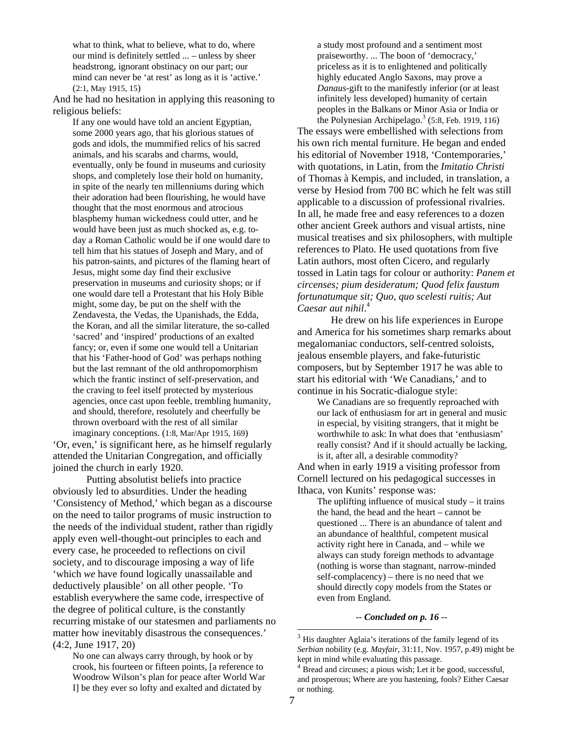> what to think, what to believe, what to do, where our mind is definitely settled ... – unless by sheer headstrong, ignorant obstinacy on our part; our mind can never be 'at rest' as long as it is 'active.' (2:1, May 1915, 15)

And he had no hesitation in applying this reasoning to religious beliefs:

> If any one would have told an ancient Egyptian, some 2000 years ago, that his glorious statues of gods and idols, the mummified relics of his sacred animals, and his scarabs and charms, would, eventually, only be found in museums and curiosity shops, and completely lose their hold on humanity, in spite of the nearly ten millenniums during which their adoration had been flourishing, he would have thought that the most enormous and atrocious blasphemy human wickedness could utter, and he would have been just as much shocked as, e.g. to-day a Roman Catholic would be if one would dare to tell him that his statues of Joseph and Mary, and of his patron-saints, and pictures of the flaming heart of Jesus, might some day find their exclusive preservation in museums and curiosity shops; or if one would dare tell a Protestant that his Holy Bible might, some day, be put on the shelf with the Zendavesta, the Vedas, the Upanishads, the Edda, the Koran, and all the similar literature, the so-called 'sacred' and 'inspired' productions of an exalted fancy; or, even if some one would tell a Unitarian that his 'Father-hood of God' was perhaps nothing but the last remnant of the old anthropomorphism which the frantic instinct of self-preservation, and the craving to feel itself protected by mysterious agencies, once cast upon feeble, trembling humanity, and should, therefore, resolutely and cheerfully be thrown overboard with the rest of all similar imaginary conceptions. (1:8, Mar/Apr 1915, 169)

'Or, even,' is significant here, as he himself regularly attended the Unitarian Congregation, and officially joined the church in early 1920.

Putting absolutist beliefs into practice obviously led to absurdities. Under the heading 'Consistency of Method,' which began as a discourse on the need to tailor programs of music instruction to the needs of the individual student, rather than rigidly apply even well-thought-out principles to each and every case, he proceeded to reflections on civil society, and to discourage imposing a way of life 'which *we* have found logically unassailable and deductively plausible' on all other people. 'To establish everywhere the same code, irrespective of the degree of political culture, is the constantly recurring mistake of our statesmen and parliaments no matter how inevitably disastrous the consequences.' (4:2, June 1917, 20)

> No one can always carry through, by hook or by crook, his fourteen or fifteen points, [a reference to Woodrow Wilson's plan for peace after World War I] be they ever so lofty and exalted and dictated by a study most profound and a sentiment most praiseworthy. ... The boon of 'democracy,' priceless as it is to enlightened and politically highly educated Anglo Saxons, may prove a *Danaus*-gift to the manifestly inferior (or at least infinitely less developed) humanity of certain peoples in the Balkans or Minor Asia or India or the Polynesian Archipelago.[3] (5:8, Feb. 1919, 116)

The essays were embellished with selections from his own rich mental furniture. He began and ended his editorial of November 1918, 'Contemporaries,' with quotations, in Latin, from the *Imitatio Christi* of Thomas à Kempis, and included, in translation, a verse by Hesiod from 700 BC which he felt was still applicable to a discussion of professional rivalries. In all, he made free and easy references to a dozen other ancient Greek authors and visual artists, nine musical treatises and six philosophers, with multiple references to Plato. He used quotations from five Latin authors, most often Cicero, and regularly tossed in Latin tags for colour or authority: *Panem et circenses; pium desideratum; Quod felix faustum fortunatumque sit; Quo, quo scelesti ruitis; Aut Caesar aut nihil*.[4]

He drew on his life experiences in Europe and America for his sometimes sharp remarks about megalomaniac conductors, self-centred soloists, jealous ensemble players, and fake-futuristic composers, but by September 1917 he was able to start his editorial with 'We Canadians,' and to continue in his Socratic-dialogue style:

> We Canadians are so frequently reproached with our lack of enthusiasm for art in general and music in especial, by visiting strangers, that it might be worthwhile to ask: In what does that 'enthusiasm' really consist? And if it should actually be lacking, is it, after all, a desirable commodity?

And when in early 1919 a visiting professor from Cornell lectured on his pedagogical successes in Ithaca, von Kunits' response was:

> The uplifting influence of musical study – it trains the hand, the head and the heart – cannot be questioned ... There is an abundance of talent and an abundance of healthful, competent musical activity right here in Canada, and – while we always can study foreign methods to advantage (nothing is worse than stagnant, narrow-minded self-complacency) – there is no need that we should directly copy models from the States or even from England.

*-- **Concluded on p. 16** --*

---

[3] His daughter Aglaia's iterations of the family legend of its *Serbian* nobility (e.g. *Mayfair*, 31:11, Nov. 1957, p.49) might be kept in mind while evaluating this passage.

[4] Bread and circuses; a pious wish; Let it be good, successful, and prosperous; Where are you hastening, fools? Either Caesar or nothing.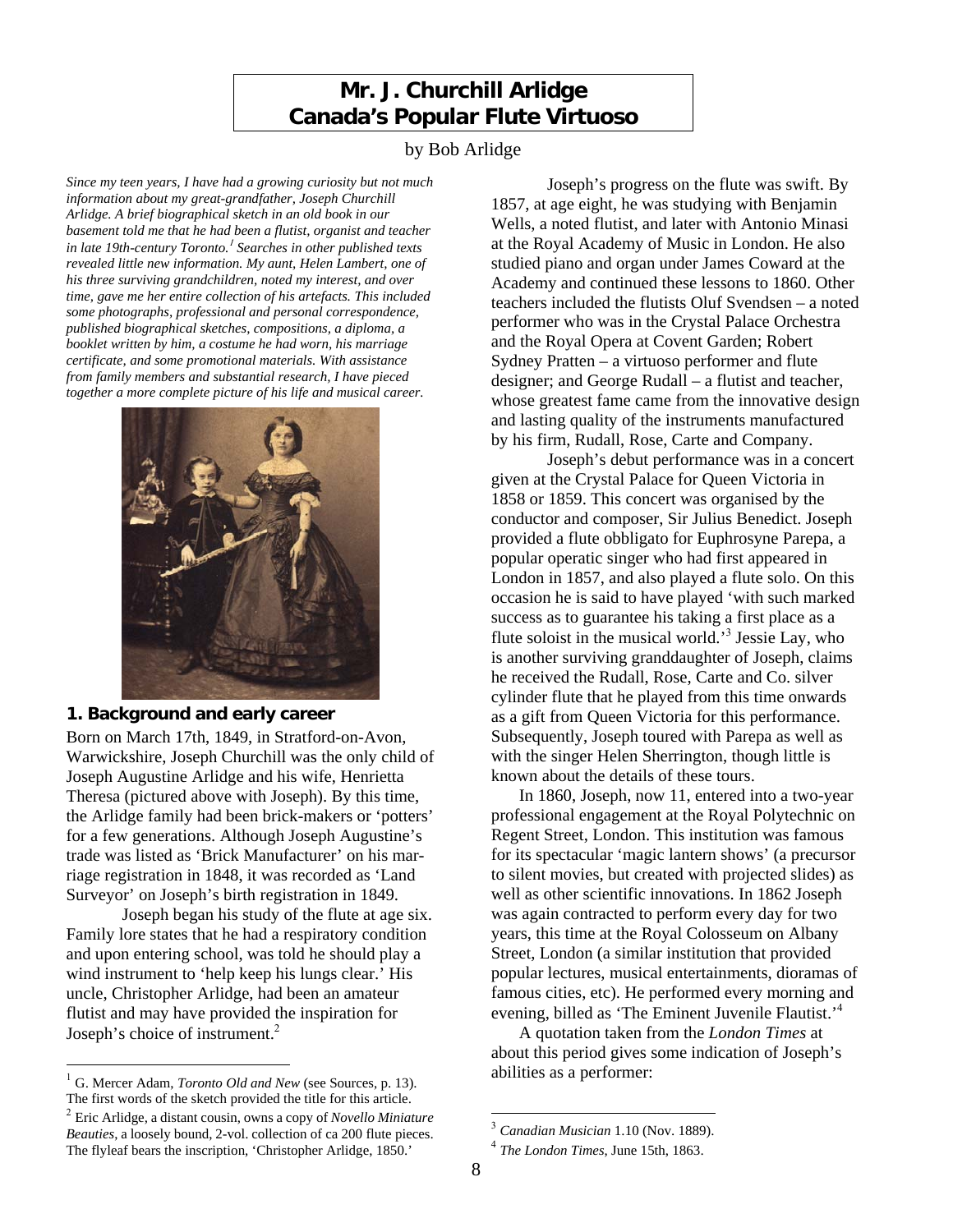# Mr. J. Churchill Arlidge
# Canada's Popular Flute Virtuoso

by Bob Arlidge

*Since my teen years, I have had a growing curiosity but not much information about my great-grandfather, Joseph Churchill Arlidge. A brief biographical sketch in an old book in our basement told me that he had been a flutist, organist and teacher in late 19th-century Toronto.[1] Searches in other published texts revealed little new information. My aunt, Helen Lambert, one of his three surviving grandchildren, noted my interest, and over time, gave me her entire collection of his artefacts. This included some photographs, professional and personal correspondence, published biographical sketches, compositions, a diploma, a booklet written by him, a costume he had worn, his marriage certificate, and some promotional materials. With assistance from family members and substantial research, I have pieced together a more complete picture of his life and musical career.*

## 1. Background and early career

Born on March 17th, 1849, in Stratford-on-Avon, Warwickshire, Joseph Churchill was the only child of Joseph Augustine Arlidge and his wife, Henrietta Theresa (pictured above with Joseph). By this time, the Arlidge family had been brick-makers or 'potters' for a few generations. Although Joseph Augustine's trade was listed as 'Brick Manufacturer' on his marriage registration in 1848, it was recorded as 'Land Surveyor' on Joseph's birth registration in 1849.

Joseph began his study of the flute at age six. Family lore states that he had a respiratory condition and upon entering school, was told he should play a wind instrument to 'help keep his lungs clear.' His uncle, Christopher Arlidge, had been an amateur flutist and may have provided the inspiration for Joseph's choice of instrument.[2]

Joseph's progress on the flute was swift. By 1857, at age eight, he was studying with Benjamin Wells, a noted flutist, and later with Antonio Minasi at the Royal Academy of Music in London. He also studied piano and organ under James Coward at the Academy and continued these lessons to 1860. Other teachers included the flutists Oluf Svendsen – a noted performer who was in the Crystal Palace Orchestra and the Royal Opera at Covent Garden; Robert Sydney Pratten – a virtuoso performer and flute designer; and George Rudall – a flutist and teacher, whose greatest fame came from the innovative design and lasting quality of the instruments manufactured by his firm, Rudall, Rose, Carte and Company.

Joseph's debut performance was in a concert given at the Crystal Palace for Queen Victoria in 1858 or 1859. This concert was organised by the conductor and composer, Sir Julius Benedict. Joseph provided a flute obbligato for Euphrosyne Parepa, a popular operatic singer who had first appeared in London in 1857, and also played a flute solo. On this occasion he is said to have played 'with such marked success as to guarantee his taking a first place as a flute soloist in the musical world.'[3] Jessie Lay, who is another surviving granddaughter of Joseph, claims he received the Rudall, Rose, Carte and Co. silver cylinder flute that he played from this time onwards as a gift from Queen Victoria for this performance. Subsequently, Joseph toured with Parepa as well as with the singer Helen Sherrington, though little is known about the details of these tours.

In 1860, Joseph, now 11, entered into a two-year professional engagement at the Royal Polytechnic on Regent Street, London. This institution was famous for its spectacular 'magic lantern shows' (a precursor to silent movies, but created with projected slides) as well as other scientific innovations. In 1862 Joseph was again contracted to perform every day for two years, this time at the Royal Colosseum on Albany Street, London (a similar institution that provided popular lectures, musical entertainments, dioramas of famous cities, etc). He performed every morning and evening, billed as 'The Eminent Juvenile Flautist.'[4]

A quotation taken from the *London Times* at about this period gives some indication of Joseph's abilities as a performer:

---

[1] G. Mercer Adam, *Toronto Old and New* (see Sources, p. 13). The first words of the sketch provided the title for this article.

[2] Eric Arlidge, a distant cousin, owns a copy of *Novello Miniature Beauties*, a loosely bound, 2-vol. collection of ca 200 flute pieces. The flyleaf bears the inscription, 'Christopher Arlidge, 1850.'

[3] *Canadian Musician* 1.10 (Nov. 1889).

[4] *The London Times*, June 15th, 1863.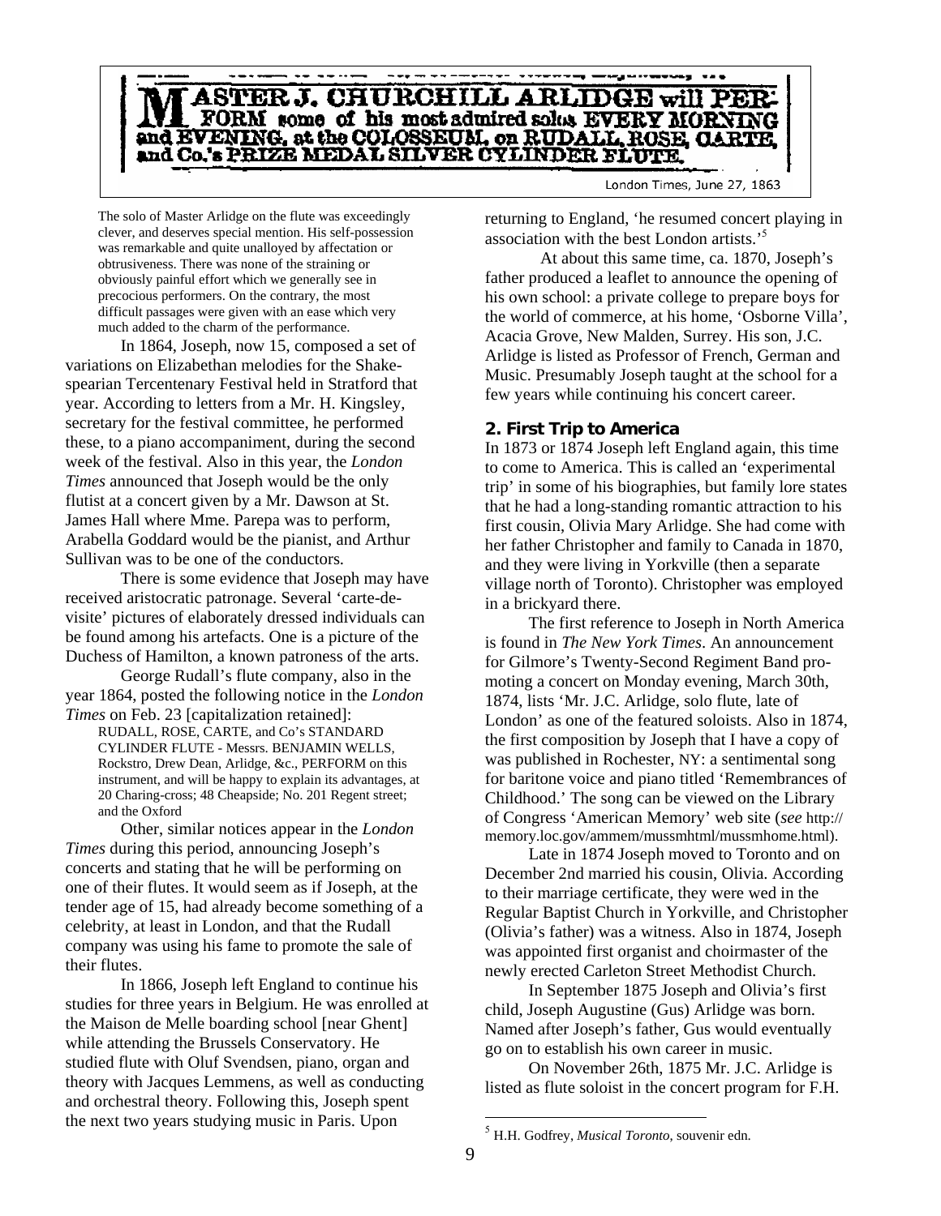**MASTER J. CHURCHILL ARLIDGE will PERFORM some of his most admired solos EVERY MORNING and EVENING, at the COLOSSEUM, on RUDALL, ROSE, CARTE, and Co.'s PRIZE MEDAL SILVER CYLINDER FLUTE.**

London Times, June 27, 1863

> The solo of Master Arlidge on the flute was exceedingly clever, and deserves special mention. His self-possession was remarkable and quite unalloyed by affectation or obtrusiveness. There was none of the straining or obviously painful effort which we generally see in precocious performers. On the contrary, the most difficult passages were given with an ease which very much added to the charm of the performance.

In 1864, Joseph, now 15, composed a set of variations on Elizabethan melodies for the Shakespearian Tercentenary Festival held in Stratford that year. According to letters from a Mr. H. Kingsley, secretary for the festival committee, he performed these, to a piano accompaniment, during the second week of the festival. Also in this year, the *London Times* announced that Joseph would be the only flutist at a concert given by a Mr. Dawson at St. James Hall where Mme. Parepa was to perform, Arabella Goddard would be the pianist, and Arthur Sullivan was to be one of the conductors.

There is some evidence that Joseph may have received aristocratic patronage. Several 'carte-de-visite' pictures of elaborately dressed individuals can be found among his artefacts. One is a picture of the Duchess of Hamilton, a known patroness of the arts.

George Rudall's flute company, also in the year 1864, posted the following notice in the *London Times* on Feb. 23 [capitalization retained]:

> RUDALL, ROSE, CARTE, and Co's STANDARD CYLINDER FLUTE - Messrs. BENJAMIN WELLS, Rockstro, Drew Dean, Arlidge, &c., PERFORM on this instrument, and will be happy to explain its advantages, at 20 Charing-cross; 48 Cheapside; No. 201 Regent street; and the Oxford

Other, similar notices appear in the *London Times* during this period, announcing Joseph's concerts and stating that he will be performing on one of their flutes. It would seem as if Joseph, at the tender age of 15, had already become something of a celebrity, at least in London, and that the Rudall company was using his fame to promote the sale of their flutes.

In 1866, Joseph left England to continue his studies for three years in Belgium. He was enrolled at the Maison de Melle boarding school [near Ghent] while attending the Brussels Conservatory. He studied flute with Oluf Svendsen, piano, organ and theory with Jacques Lemmens, as well as conducting and orchestral theory. Following this, Joseph spent the next two years studying music in Paris. Upon returning to England, 'he resumed concert playing in association with the best London artists.'[5]

At about this same time, ca. 1870, Joseph's father produced a leaflet to announce the opening of his own school: a private college to prepare boys for the world of commerce, at his home, 'Osborne Villa', Acacia Grove, New Malden, Surrey. His son, J.C. Arlidge is listed as Professor of French, German and Music. Presumably Joseph taught at the school for a few years while continuing his concert career.

## 2. First Trip to America

In 1873 or 1874 Joseph left England again, this time to come to America. This is called an 'experimental trip' in some of his biographies, but family lore states that he had a long-standing romantic attraction to his first cousin, Olivia Mary Arlidge. She had come with her father Christopher and family to Canada in 1870, and they were living in Yorkville (then a separate village north of Toronto). Christopher was employed in a brickyard there.

The first reference to Joseph in North America is found in *The New York Times*. An announcement for Gilmore's Twenty-Second Regiment Band promoting a concert on Monday evening, March 30th, 1874, lists 'Mr. J.C. Arlidge, solo flute, late of London' as one of the featured soloists. Also in 1874, the first composition by Joseph that I have a copy of was published in Rochester, NY: a sentimental song for baritone voice and piano titled 'Remembrances of Childhood.' The song can be viewed on the Library of Congress 'American Memory' web site (*see* http://memory.loc.gov/ammem/mussmhtml/mussmhome.html).

Late in 1874 Joseph moved to Toronto and on December 2nd married his cousin, Olivia. According to their marriage certificate, they were wed in the Regular Baptist Church in Yorkville, and Christopher (Olivia's father) was a witness. Also in 1874, Joseph was appointed first organist and choirmaster of the newly erected Carleton Street Methodist Church.

In September 1875 Joseph and Olivia's first child, Joseph Augustine (Gus) Arlidge was born. Named after Joseph's father, Gus would eventually go on to establish his own career in music.

On November 26th, 1875 Mr. J.C. Arlidge is listed as flute soloist in the concert program for F.H.

[5] H.H. Godfrey, *Musical Toronto*, souvenir edn.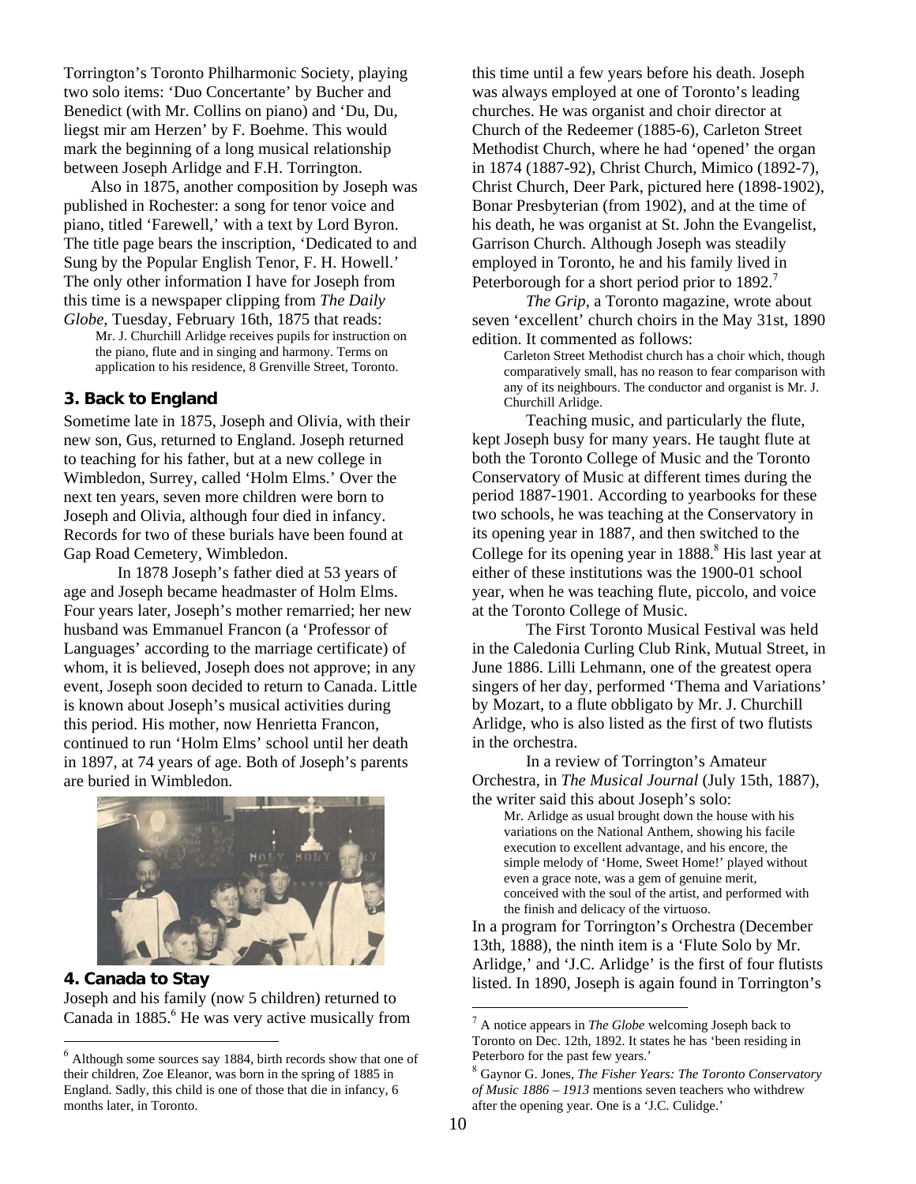Torrington's Toronto Philharmonic Society, playing two solo items: 'Duo Concertante' by Bucher and Benedict (with Mr. Collins on piano) and 'Du, Du, liegst mir am Herzen' by F. Boehme. This would mark the beginning of a long musical relationship between Joseph Arlidge and F.H. Torrington.

Also in 1875, another composition by Joseph was published in Rochester: a song for tenor voice and piano, titled 'Farewell,' with a text by Lord Byron. The title page bears the inscription, 'Dedicated to and Sung by the Popular English Tenor, F. H. Howell.' The only other information I have for Joseph from this time is a newspaper clipping from *The Daily Globe*, Tuesday, February 16th, 1875 that reads:

> Mr. J. Churchill Arlidge receives pupils for instruction on the piano, flute and in singing and harmony. Terms on application to his residence, 8 Grenville Street, Toronto.

### 3. Back to England

Sometime late in 1875, Joseph and Olivia, with their new son, Gus, returned to England. Joseph returned to teaching for his father, but at a new college in Wimbledon, Surrey, called 'Holm Elms.' Over the next ten years, seven more children were born to Joseph and Olivia, although four died in infancy. Records for two of these burials have been found at Gap Road Cemetery, Wimbledon.

In 1878 Joseph's father died at 53 years of age and Joseph became headmaster of Holm Elms. Four years later, Joseph's mother remarried; her new husband was Emmanuel Francon (a 'Professor of Languages' according to the marriage certificate) of whom, it is believed, Joseph does not approve; in any event, Joseph soon decided to return to Canada. Little is known about Joseph's musical activities during this period. His mother, now Henrietta Francon, continued to run 'Holm Elms' school until her death in 1897, at 74 years of age. Both of Joseph's parents are buried in Wimbledon.

### 4. Canada to Stay

Joseph and his family (now 5 children) returned to Canada in 1885.[6] He was very active musically from this time until a few years before his death. Joseph was always employed at one of Toronto's leading churches. He was organist and choir director at Church of the Redeemer (1885-6), Carleton Street Methodist Church, where he had 'opened' the organ in 1874 (1887-92), Christ Church, Mimico (1892-7), Christ Church, Deer Park, pictured here (1898-1902), Bonar Presbyterian (from 1902), and at the time of his death, he was organist at St. John the Evangelist, Garrison Church. Although Joseph was steadily employed in Toronto, he and his family lived in Peterborough for a short period prior to 1892.[7]

*The Grip*, a Toronto magazine, wrote about seven 'excellent' church choirs in the May 31st, 1890 edition. It commented as follows:

> Carleton Street Methodist church has a choir which, though comparatively small, has no reason to fear comparison with any of its neighbours. The conductor and organist is Mr. J. Churchill Arlidge.

Teaching music, and particularly the flute, kept Joseph busy for many years. He taught flute at both the Toronto College of Music and the Toronto Conservatory of Music at different times during the period 1887-1901. According to yearbooks for these two schools, he was teaching at the Conservatory in its opening year in 1887, and then switched to the College for its opening year in 1888.[8] His last year at either of these institutions was the 1900-01 school year, when he was teaching flute, piccolo, and voice at the Toronto College of Music.

The First Toronto Musical Festival was held in the Caledonia Curling Club Rink, Mutual Street, in June 1886. Lilli Lehmann, one of the greatest opera singers of her day, performed 'Thema and Variations' by Mozart, to a flute obbligato by Mr. J. Churchill Arlidge, who is also listed as the first of two flutists in the orchestra.

In a review of Torrington's Amateur Orchestra, in *The Musical Journal* (July 15th, 1887), the writer said this about Joseph's solo:

> Mr. Arlidge as usual brought down the house with his variations on the National Anthem, showing his facile execution to excellent advantage, and his encore, the simple melody of 'Home, Sweet Home!' played without even a grace note, was a gem of genuine merit, conceived with the soul of the artist, and performed with the finish and delicacy of the virtuoso.

In a program for Torrington's Orchestra (December 13th, 1888), the ninth item is a 'Flute Solo by Mr. Arlidge,' and 'J.C. Arlidge' is the first of four flutists listed. In 1890, Joseph is again found in Torrington's

---

[6] Although some sources say 1884, birth records show that one of their children, Zoe Eleanor, was born in the spring of 1885 in England. Sadly, this child is one of those that die in infancy, 6 months later, in Toronto.

[7] A notice appears in *The Globe* welcoming Joseph back to Toronto on Dec. 12th, 1892. It states he has 'been residing in Peterboro for the past few years.'

[8] Gaynor G. Jones, *The Fisher Years: The Toronto Conservatory of Music 1886 – 1913* mentions seven teachers who withdrew after the opening year. One is a 'J.C. Culidge.'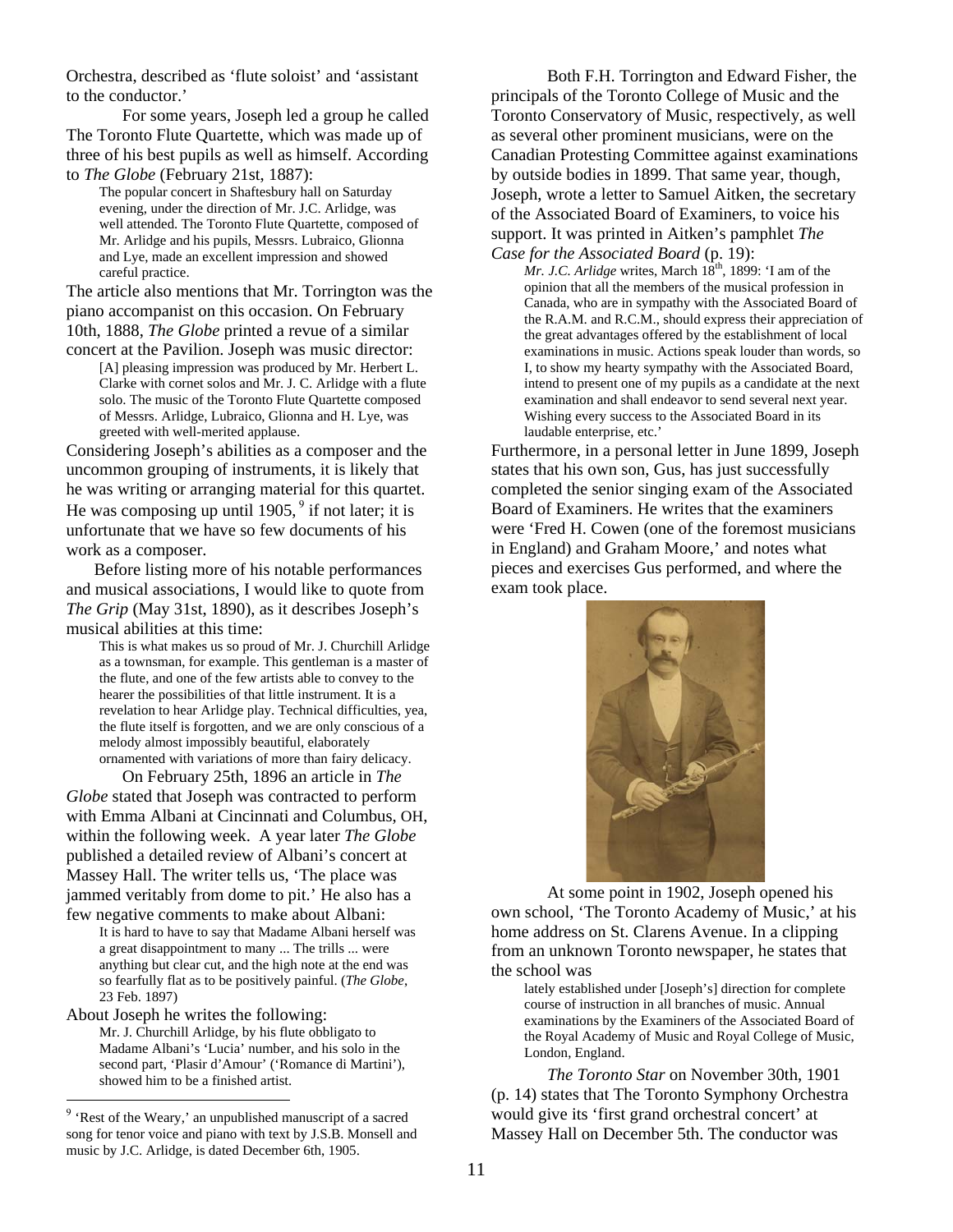Orchestra, described as 'flute soloist' and 'assistant to the conductor.'

For some years, Joseph led a group he called The Toronto Flute Quartette, which was made up of three of his best pupils as well as himself. According to *The Globe* (February 21st, 1887):

> The popular concert in Shaftesbury hall on Saturday evening, under the direction of Mr. J.C. Arlidge, was well attended. The Toronto Flute Quartette, composed of Mr. Arlidge and his pupils, Messrs. Lubraico, Glionna and Lye, made an excellent impression and showed careful practice.

The article also mentions that Mr. Torrington was the piano accompanist on this occasion. On February 10th, 1888, *The Globe* printed a revue of a similar concert at the Pavilion. Joseph was music director:

> [A] pleasing impression was produced by Mr. Herbert L. Clarke with cornet solos and Mr. J. C. Arlidge with a flute solo. The music of the Toronto Flute Quartette composed of Messrs. Arlidge, Lubraico, Glionna and H. Lye, was greeted with well-merited applause.

Considering Joseph's abilities as a composer and the uncommon grouping of instruments, it is likely that he was writing or arranging material for this quartet. He was composing up until 1905,[9] if not later; it is unfortunate that we have so few documents of his work as a composer.

Before listing more of his notable performances and musical associations, I would like to quote from *The Grip* (May 31st, 1890), as it describes Joseph's musical abilities at this time:

> This is what makes us so proud of Mr. J. Churchill Arlidge as a townsman, for example. This gentleman is a master of the flute, and one of the few artists able to convey to the hearer the possibilities of that little instrument. It is a revelation to hear Arlidge play. Technical difficulties, yea, the flute itself is forgotten, and we are only conscious of a melody almost impossibly beautiful, elaborately ornamented with variations of more than fairy delicacy.

On February 25th, 1896 an article in *The Globe* stated that Joseph was contracted to perform with Emma Albani at Cincinnati and Columbus, OH, within the following week. A year later *The Globe* published a detailed review of Albani's concert at Massey Hall. The writer tells us, 'The place was jammed veritably from dome to pit.' He also has a few negative comments to make about Albani:

> It is hard to have to say that Madame Albani herself was a great disappointment to many ... The trills ... were anything but clear cut, and the high note at the end was so fearfully flat as to be positively painful. (*The Globe*, 23 Feb. 1897)

About Joseph he writes the following:

> Mr. J. Churchill Arlidge, by his flute obbligato to Madame Albani's 'Lucia' number, and his solo in the second part, 'Plasir d'Amour' ('Romance di Martini'), showed him to be a finished artist.

Both F.H. Torrington and Edward Fisher, the principals of the Toronto College of Music and the Toronto Conservatory of Music, respectively, as well as several other prominent musicians, were on the Canadian Protesting Committee against examinations by outside bodies in 1899. That same year, though, Joseph, wrote a letter to Samuel Aitken, the secretary of the Associated Board of Examiners, to voice his support. It was printed in Aitken's pamphlet *The Case for the Associated Board* (p. 19):

> *Mr. J.C. Arlidge* writes, March 18th, 1899: 'I am of the opinion that all the members of the musical profession in Canada, who are in sympathy with the Associated Board of the R.A.M. and R.C.M., should express their appreciation of the great advantages offered by the establishment of local examinations in music. Actions speak louder than words, so I, to show my hearty sympathy with the Associated Board, intend to present one of my pupils as a candidate at the next examination and shall endeavor to send several next year. Wishing every success to the Associated Board in its laudable enterprise, etc.'

Furthermore, in a personal letter in June 1899, Joseph states that his own son, Gus, has just successfully completed the senior singing exam of the Associated Board of Examiners. He writes that the examiners were 'Fred H. Cowen (one of the foremost musicians in England) and Graham Moore,' and notes what pieces and exercises Gus performed, and where the exam took place.

At some point in 1902, Joseph opened his own school, 'The Toronto Academy of Music,' at his home address on St. Clarens Avenue. In a clipping from an unknown Toronto newspaper, he states that the school was

> lately established under [Joseph's] direction for complete course of instruction in all branches of music. Annual examinations by the Examiners of the Associated Board of the Royal Academy of Music and Royal College of Music, London, England.

*The Toronto Star* on November 30th, 1901 (p. 14) states that The Toronto Symphony Orchestra would give its 'first grand orchestral concert' at Massey Hall on December 5th. The conductor was

---

[9] 'Rest of the Weary,' an unpublished manuscript of a sacred song for tenor voice and piano with text by J.S.B. Monsell and music by J.C. Arlidge, is dated December 6th, 1905.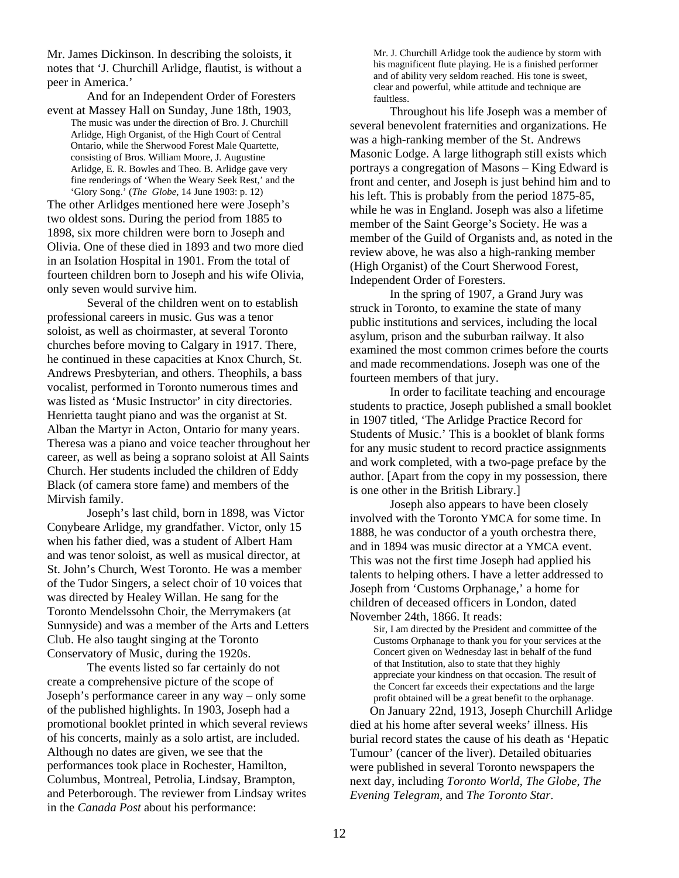Mr. James Dickinson. In describing the soloists, it notes that 'J. Churchill Arlidge, flautist, is without a peer in America.'

And for an Independent Order of Foresters event at Massey Hall on Sunday, June 18th, 1903,

> The music was under the direction of Bro. J. Churchill Arlidge, High Organist, of the High Court of Central Ontario, while the Sherwood Forest Male Quartette, consisting of Bros. William Moore, J. Augustine Arlidge, E. R. Bowles and Theo. B. Arlidge gave very fine renderings of 'When the Weary Seek Rest,' and the 'Glory Song.' (*The Globe*, 14 June 1903: p. 12)

The other Arlidges mentioned here were Joseph's two oldest sons. During the period from 1885 to 1898, six more children were born to Joseph and Olivia. One of these died in 1893 and two more died in an Isolation Hospital in 1901. From the total of fourteen children born to Joseph and his wife Olivia, only seven would survive him.

Several of the children went on to establish professional careers in music. Gus was a tenor soloist, as well as choirmaster, at several Toronto churches before moving to Calgary in 1917. There, he continued in these capacities at Knox Church, St. Andrews Presbyterian, and others. Theophils, a bass vocalist, performed in Toronto numerous times and was listed as 'Music Instructor' in city directories. Henrietta taught piano and was the organist at St. Alban the Martyr in Acton, Ontario for many years. Theresa was a piano and voice teacher throughout her career, as well as being a soprano soloist at All Saints Church. Her students included the children of Eddy Black (of camera store fame) and members of the Mirvish family.

Joseph's last child, born in 1898, was Victor Conybeare Arlidge, my grandfather. Victor, only 15 when his father died, was a student of Albert Ham and was tenor soloist, as well as musical director, at St. John's Church, West Toronto. He was a member of the Tudor Singers, a select choir of 10 voices that was directed by Healey Willan. He sang for the Toronto Mendelssohn Choir, the Merrymakers (at Sunnyside) and was a member of the Arts and Letters Club. He also taught singing at the Toronto Conservatory of Music, during the 1920s.

The events listed so far certainly do not create a comprehensive picture of the scope of Joseph's performance career in any way – only some of the published highlights. In 1903, Joseph had a promotional booklet printed in which several reviews of his concerts, mainly as a solo artist, are included. Although no dates are given, we see that the performances took place in Rochester, Hamilton, Columbus, Montreal, Petrolia, Lindsay, Brampton, and Peterborough. The reviewer from Lindsay writes in the *Canada Post* about his performance:

> Mr. J. Churchill Arlidge took the audience by storm with his magnificent flute playing. He is a finished performer and of ability very seldom reached. His tone is sweet, clear and powerful, while attitude and technique are faultless.

Throughout his life Joseph was a member of several benevolent fraternities and organizations. He was a high-ranking member of the St. Andrews Masonic Lodge. A large lithograph still exists which portrays a congregation of Masons – King Edward is front and center, and Joseph is just behind him and to his left. This is probably from the period 1875-85, while he was in England. Joseph was also a lifetime member of the Saint George's Society. He was a member of the Guild of Organists and, as noted in the review above, he was also a high-ranking member (High Organist) of the Court Sherwood Forest, Independent Order of Foresters.

In the spring of 1907, a Grand Jury was struck in Toronto, to examine the state of many public institutions and services, including the local asylum, prison and the suburban railway. It also examined the most common crimes before the courts and made recommendations. Joseph was one of the fourteen members of that jury.

In order to facilitate teaching and encourage students to practice, Joseph published a small booklet in 1907 titled, 'The Arlidge Practice Record for Students of Music.' This is a booklet of blank forms for any music student to record practice assignments and work completed, with a two-page preface by the author. [Apart from the copy in my possession, there is one other in the British Library.]

Joseph also appears to have been closely involved with the Toronto YMCA for some time. In 1888, he was conductor of a youth orchestra there, and in 1894 was music director at a YMCA event. This was not the first time Joseph had applied his talents to helping others. I have a letter addressed to Joseph from 'Customs Orphanage,' a home for children of deceased officers in London, dated November 24th, 1866. It reads:

> Sir, I am directed by the President and committee of the Customs Orphanage to thank you for your services at the Concert given on Wednesday last in behalf of the fund of that Institution, also to state that they highly appreciate your kindness on that occasion. The result of the Concert far exceeds their expectations and the large profit obtained will be a great benefit to the orphanage.

On January 22nd, 1913, Joseph Churchill Arlidge died at his home after several weeks' illness. His burial record states the cause of his death as 'Hepatic Tumour' (cancer of the liver). Detailed obituaries were published in several Toronto newspapers the next day, including *Toronto World*, *The Globe*, *The Evening Telegram*, and *The Toronto Star*.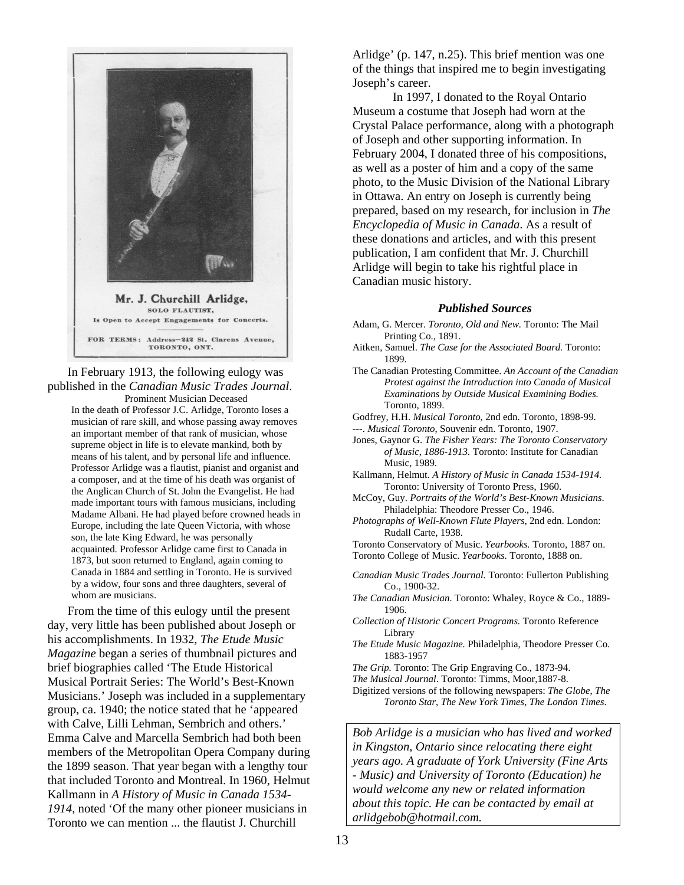Mr. J. Churchill Arlidge,
SOLO FLAUTIST,
Is Open to Accept Engagements for Concerts.

FOR TERMS: Address—242 St. Clarens Avenue, TORONTO, ONT.

In February 1913, the following eulogy was published in the *Canadian Music Trades Journal*.

Prominent Musician Deceased

> In the death of Professor J.C. Arlidge, Toronto loses a musician of rare skill, and whose passing away removes an important member of that rank of musician, whose supreme object in life is to elevate mankind, both by means of his talent, and by personal life and influence. Professor Arlidge was a flautist, pianist and organist and a composer, and at the time of his death was organist of the Anglican Church of St. John the Evangelist. He had made important tours with famous musicians, including Madame Albani. He had played before crowned heads in Europe, including the late Queen Victoria, with whose son, the late King Edward, he was personally acquainted. Professor Arlidge came first to Canada in 1873, but soon returned to England, again coming to Canada in 1884 and settling in Toronto. He is survived by a widow, four sons and three daughters, several of whom are musicians.

From the time of this eulogy until the present day, very little has been published about Joseph or his accomplishments. In 1932, *The Etude Music Magazine* began a series of thumbnail pictures and brief biographies called 'The Etude Historical Musical Portrait Series: The World's Best-Known Musicians.' Joseph was included in a supplementary group, ca. 1940; the notice stated that he 'appeared with Calve, Lilli Lehman, Sembrich and others.' Emma Calve and Marcella Sembrich had both been members of the Metropolitan Opera Company during the 1899 season. That year began with a lengthy tour that included Toronto and Montreal. In 1960, Helmut Kallmann in *A History of Music in Canada 1534-1914*, noted 'Of the many other pioneer musicians in Toronto we can mention ... the flautist J. Churchill Arlidge' (p. 147, n.25). This brief mention was one of the things that inspired me to begin investigating Joseph's career.

In 1997, I donated to the Royal Ontario Museum a costume that Joseph had worn at the Crystal Palace performance, along with a photograph of Joseph and other supporting information. In February 2004, I donated three of his compositions, as well as a poster of him and a copy of the same photo, to the Music Division of the National Library in Ottawa. An entry on Joseph is currently being prepared, based on my research, for inclusion in *The Encyclopedia of Music in Canada*. As a result of these donations and articles, and with this present publication, I am confident that Mr. J. Churchill Arlidge will begin to take his rightful place in Canadian music history.

### *Published Sources*

Adam, G. Mercer. *Toronto, Old and New.* Toronto: The Mail Printing Co., 1891.

Aitken, Samuel. *The Case for the Associated Board.* Toronto: 1899.

The Canadian Protesting Committee. *An Account of the Canadian Protest against the Introduction into Canada of Musical Examinations by Outside Musical Examining Bodies.* Toronto, 1899.

Godfrey, H.H. *Musical Toronto,* 2nd edn. Toronto, 1898-99.

---. *Musical Toronto,* Souvenir edn. Toronto, 1907.

Jones, Gaynor G. *The Fisher Years: The Toronto Conservatory of Music, 1886-1913.* Toronto: Institute for Canadian Music, 1989.

Kallmann, Helmut. *A History of Music in Canada 1534-1914.* Toronto: University of Toronto Press, 1960.

McCoy, Guy. *Portraits of the World's Best-Known Musicians.* Philadelphia: Theodore Presser Co., 1946.

*Photographs of Well-Known Flute Players,* 2nd edn. London: Rudall Carte, 1938.

Toronto Conservatory of Music. *Yearbooks.* Toronto, 1887 on.

Toronto College of Music. *Yearbooks.* Toronto, 1888 on.

*Canadian Music Trades Journal.* Toronto: Fullerton Publishing Co., 1900-32.

*The Canadian Musician*. Toronto: Whaley, Royce & Co., 1889-1906.

*Collection of Historic Concert Programs.* Toronto Reference Library

*The Etude Music Magazine.* Philadelphia, Theodore Presser Co. 1883-1957

*The Grip.* Toronto: The Grip Engraving Co., 1873-94.

*The Musical Journal*. Toronto: Timms, Moor,1887-8.

Digitized versions of the following newspapers: *The Globe, The Toronto Star, The New York Times, The London Times.*

*Bob Arlidge is a musician who has lived and worked in Kingston, Ontario since relocating there eight years ago. A graduate of York University (Fine Arts - Music) and University of Toronto (Education) he would welcome any new or related information about this topic. He can be contacted by email at arlidgebob@hotmail.com.*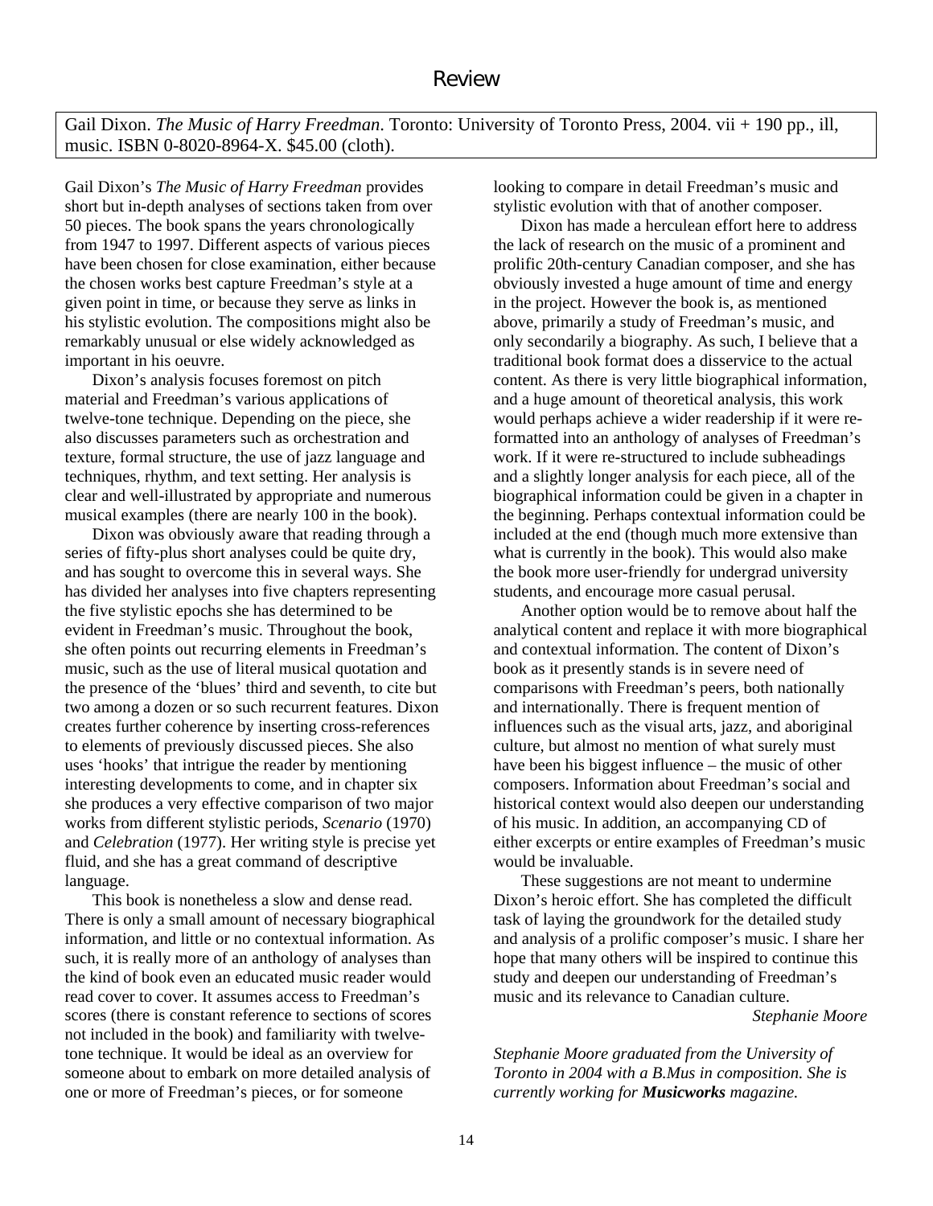# Review

Gail Dixon. *The Music of Harry Freedman*. Toronto: University of Toronto Press, 2004. vii + 190 pp., ill, music. ISBN 0-8020-8964-X. $45.00 (cloth).

Gail Dixon's *The Music of Harry Freedman* provides short but in-depth analyses of sections taken from over 50 pieces. The book spans the years chronologically from 1947 to 1997. Different aspects of various pieces have been chosen for close examination, either because the chosen works best capture Freedman's style at a given point in time, or because they serve as links in his stylistic evolution. The compositions might also be remarkably unusual or else widely acknowledged as important in his oeuvre.

Dixon's analysis focuses foremost on pitch material and Freedman's various applications of twelve-tone technique. Depending on the piece, she also discusses parameters such as orchestration and texture, formal structure, the use of jazz language and techniques, rhythm, and text setting. Her analysis is clear and well-illustrated by appropriate and numerous musical examples (there are nearly 100 in the book).

Dixon was obviously aware that reading through a series of fifty-plus short analyses could be quite dry, and has sought to overcome this in several ways. She has divided her analyses into five chapters representing the five stylistic epochs she has determined to be evident in Freedman's music. Throughout the book, she often points out recurring elements in Freedman's music, such as the use of literal musical quotation and the presence of the 'blues' third and seventh, to cite but two among a dozen or so such recurrent features. Dixon creates further coherence by inserting cross-references to elements of previously discussed pieces. She also uses 'hooks' that intrigue the reader by mentioning interesting developments to come, and in chapter six she produces a very effective comparison of two major works from different stylistic periods, *Scenario* (1970) and *Celebration* (1977). Her writing style is precise yet fluid, and she has a great command of descriptive language.

This book is nonetheless a slow and dense read. There is only a small amount of necessary biographical information, and little or no contextual information. As such, it is really more of an anthology of analyses than the kind of book even an educated music reader would read cover to cover. It assumes access to Freedman's scores (there is constant reference to sections of scores not included in the book) and familiarity with twelve-tone technique. It would be ideal as an overview for someone about to embark on more detailed analysis of one or more of Freedman's pieces, or for someone looking to compare in detail Freedman's music and stylistic evolution with that of another composer.

Dixon has made a herculean effort here to address the lack of research on the music of a prominent and prolific 20th-century Canadian composer, and she has obviously invested a huge amount of time and energy in the project. However the book is, as mentioned above, primarily a study of Freedman's music, and only secondarily a biography. As such, I believe that a traditional book format does a disservice to the actual content. As there is very little biographical information, and a huge amount of theoretical analysis, this work would perhaps achieve a wider readership if it were re-formatted into an anthology of analyses of Freedman's work. If it were re-structured to include subheadings and a slightly longer analysis for each piece, all of the biographical information could be given in a chapter in the beginning. Perhaps contextual information could be included at the end (though much more extensive than what is currently in the book). This would also make the book more user-friendly for undergrad university students, and encourage more casual perusal.

Another option would be to remove about half the analytical content and replace it with more biographical and contextual information. The content of Dixon's book as it presently stands is in severe need of comparisons with Freedman's peers, both nationally and internationally. There is frequent mention of influences such as the visual arts, jazz, and aboriginal culture, but almost no mention of what surely must have been his biggest influence – the music of other composers. Information about Freedman's social and historical context would also deepen our understanding of his music. In addition, an accompanying CD of either excerpts or entire examples of Freedman's music would be invaluable.

These suggestions are not meant to undermine Dixon's heroic effort. She has completed the difficult task of laying the groundwork for the detailed study and analysis of a prolific composer's music. I share her hope that many others will be inspired to continue this study and deepen our understanding of Freedman's music and its relevance to Canadian culture.

*Stephanie Moore*

*Stephanie Moore graduated from the University of Toronto in 2004 with a B.Mus in composition. She is currently working for **Musicworks** magazine.*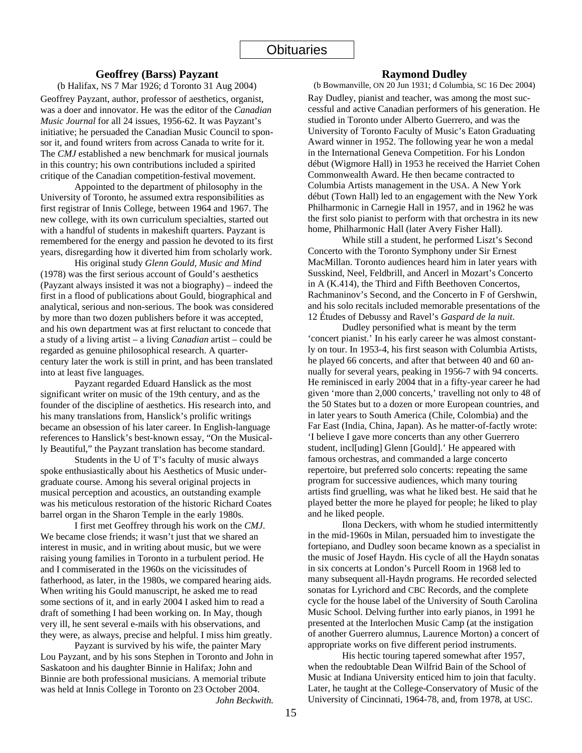# Obituaries

## Geoffrey (Barss) Payzant

(b Halifax, NS 7 Mar 1926; d Toronto 31 Aug 2004)

Geoffrey Payzant, author, professor of aesthetics, organist, was a doer and innovator. He was the editor of the *Canadian Music Journal* for all 24 issues, 1956-62. It was Payzant's initiative; he persuaded the Canadian Music Council to sponsor it, and found writers from across Canada to write for it. The *CMJ* established a new benchmark for musical journals in this country; his own contributions included a spirited critique of the Canadian competition-festival movement.

Appointed to the department of philosophy in the University of Toronto, he assumed extra responsibilities as first registrar of Innis College, between 1964 and 1967. The new college, with its own curriculum specialties, started out with a handful of students in makeshift quarters. Payzant is remembered for the energy and passion he devoted to its first years, disregarding how it diverted him from scholarly work.

His original study *Glenn Gould, Music and Mind* (1978) was the first serious account of Gould's aesthetics (Payzant always insisted it was not a biography) – indeed the first in a flood of publications about Gould, biographical and analytical, serious and non-serious. The book was considered by more than two dozen publishers before it was accepted, and his own department was at first reluctant to concede that a study of a living artist – a living *Canadian* artist – could be regarded as genuine philosophical research. A quarter-century later the work is still in print, and has been translated into at least five languages.

Payzant regarded Eduard Hanslick as the most significant writer on music of the 19th century, and as the founder of the discipline of aesthetics. His research into, and his many translations from, Hanslick's prolific writings became an obsession of his later career. In English-language references to Hanslick's best-known essay, "On the Musically Beautiful," the Payzant translation has become standard.

Students in the U of T's faculty of music always spoke enthusiastically about his Aesthetics of Music undergraduate course. Among his several original projects in musical perception and acoustics, an outstanding example was his meticulous restoration of the historic Richard Coates barrel organ in the Sharon Temple in the early 1980s.

I first met Geoffrey through his work on the *CMJ*. We became close friends; it wasn't just that we shared an interest in music, and in writing about music, but we were raising young families in Toronto in a turbulent period. He and I commiserated in the 1960s on the vicissitudes of fatherhood, as, later, in the 1980s, we compared hearing aids. When writing his Gould manuscript, he asked me to read some sections of it, and in early 2004 I asked him to read a draft of something I had been working on. In May, though very ill, he sent several e-mails with his observations, and they were, as always, precise and helpful. I miss him greatly.

Payzant is survived by his wife, the painter Mary Lou Payzant, and by his sons Stephen in Toronto and John in Saskatoon and his daughter Binnie in Halifax; John and Binnie are both professional musicians. A memorial tribute was held at Innis College in Toronto on 23 October 2004.

*John Beckwith.*

## Raymond Dudley

(b Bowmanville, ON 20 Jun 1931; d Columbia, SC 16 Dec 2004)

Ray Dudley, pianist and teacher, was among the most successful and active Canadian performers of his generation. He studied in Toronto under Alberto Guerrero, and was the University of Toronto Faculty of Music's Eaton Graduating Award winner in 1952. The following year he won a medal in the International Geneva Competition. For his London début (Wigmore Hall) in 1953 he received the Harriet Cohen Commonwealth Award. He then became contracted to Columbia Artists management in the USA. A New York début (Town Hall) led to an engagement with the New York Philharmonic in Carnegie Hall in 1957, and in 1962 he was the first solo pianist to perform with that orchestra in its new home, Philharmonic Hall (later Avery Fisher Hall).

While still a student, he performed Liszt's Second Concerto with the Toronto Symphony under Sir Ernest MacMillan. Toronto audiences heard him in later years with Susskind, Neel, Feldbrill, and Ancerl in Mozart's Concerto in A (K.414), the Third and Fifth Beethoven Concertos, Rachmaninov's Second, and the Concerto in F of Gershwin, and his solo recitals included memorable presentations of the 12 Études of Debussy and Ravel's *Gaspard de la nuit*.

Dudley personified what is meant by the term 'concert pianist.' In his early career he was almost constantly on tour. In 1953-4, his first season with Columbia Artists, he played 66 concerts, and after that between 40 and 60 annually for several years, peaking in 1956-7 with 94 concerts. He reminisced in early 2004 that in a fifty-year career he had given 'more than 2,000 concerts,' travelling not only to 48 of the 50 States but to a dozen or more European countries, and in later years to South America (Chile, Colombia) and the Far East (India, China, Japan). As he matter-of-factly wrote: 'I believe I gave more concerts than any other Guerrero student, incl[uding] Glenn [Gould].' He appeared with famous orchestras, and commanded a large concerto repertoire, but preferred solo concerts: repeating the same program for successive audiences, which many touring artists find gruelling, was what he liked best. He said that he played better the more he played for people; he liked to play and he liked people.

Ilona Deckers, with whom he studied intermittently in the mid-1960s in Milan, persuaded him to investigate the fortepiano, and Dudley soon became known as a specialist in the music of Josef Haydn. His cycle of all the Haydn sonatas in six concerts at London's Purcell Room in 1968 led to many subsequent all-Haydn programs. He recorded selected sonatas for Lyrichord and CBC Records, and the complete cycle for the house label of the University of South Carolina Music School. Delving further into early pianos, in 1991 he presented at the Interlochen Music Camp (at the instigation of another Guerrero alumnus, Laurence Morton) a concert of appropriate works on five different period instruments.

His hectic touring tapered somewhat after 1957, when the redoubtable Dean Wilfrid Bain of the School of Music at Indiana University enticed him to join that faculty. Later, he taught at the College-Conservatory of Music of the University of Cincinnati, 1964-78, and, from 1978, at USC.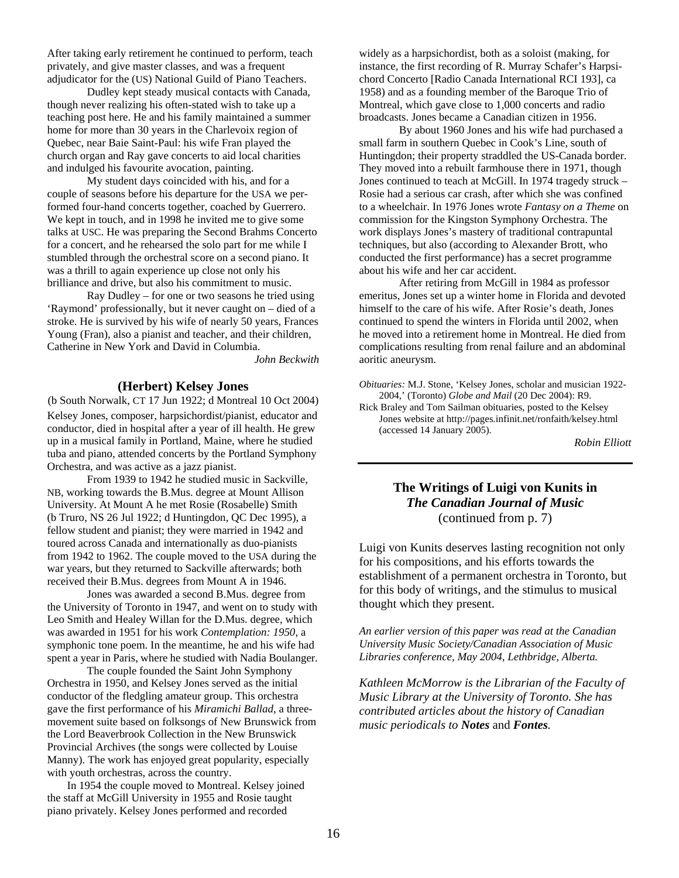After taking early retirement he continued to perform, teach privately, and give master classes, and was a frequent adjudicator for the (US) National Guild of Piano Teachers.

Dudley kept steady musical contacts with Canada, though never realizing his often-stated wish to take up a teaching post here. He and his family maintained a summer home for more than 30 years in the Charlevoix region of Quebec, near Baie Saint-Paul: his wife Fran played the church organ and Ray gave concerts to aid local charities and indulged his favourite avocation, painting.

My student days coincided with his, and for a couple of seasons before his departure for the USA we performed four-hand concerts together, coached by Guerrero. We kept in touch, and in 1998 he invited me to give some talks at USC. He was preparing the Second Brahms Concerto for a concert, and he rehearsed the solo part for me while I stumbled through the orchestral score on a second piano. It was a thrill to again experience up close not only his brilliance and drive, but also his commitment to music.

Ray Dudley – for one or two seasons he tried using 'Raymond' professionally, but it never caught on – died of a stroke. He is survived by his wife of nearly 50 years, Frances Young (Fran), also a pianist and teacher, and their children, Catherine in New York and David in Columbia.

*John Beckwith*

## (Herbert) Kelsey Jones

(b South Norwalk, CT 17 Jun 1922; d Montreal 10 Oct 2004)

Kelsey Jones, composer, harpsichordist/pianist, educator and conductor, died in hospital after a year of ill health. He grew up in a musical family in Portland, Maine, where he studied tuba and piano, attended concerts by the Portland Symphony Orchestra, and was active as a jazz pianist.

From 1939 to 1942 he studied music in Sackville, NB, working towards the B.Mus. degree at Mount Allison University. At Mount A he met Rosie (Rosabelle) Smith (b Truro, NS 26 Jul 1922; d Huntingdon, QC Dec 1995), a fellow student and pianist; they were married in 1942 and toured across Canada and internationally as duo-pianists from 1942 to 1962. The couple moved to the USA during the war years, but they returned to Sackville afterwards; both received their B.Mus. degrees from Mount A in 1946.

Jones was awarded a second B.Mus. degree from the University of Toronto in 1947, and went on to study with Leo Smith and Healey Willan for the D.Mus. degree, which was awarded in 1951 for his work *Contemplation: 1950*, a symphonic tone poem. In the meantime, he and his wife had spent a year in Paris, where he studied with Nadia Boulanger.

The couple founded the Saint John Symphony Orchestra in 1950, and Kelsey Jones served as the initial conductor of the fledgling amateur group. This orchestra gave the first performance of his *Miramichi Ballad*, a three-movement suite based on folksongs of New Brunswick from the Lord Beaverbrook Collection in the New Brunswick Provincial Archives (the songs were collected by Louise Manny). The work has enjoyed great popularity, especially with youth orchestras, across the country.

In 1954 the couple moved to Montreal. Kelsey joined the staff at McGill University in 1955 and Rosie taught piano privately. Kelsey Jones performed and recorded widely as a harpsichordist, both as a soloist (making, for instance, the first recording of R. Murray Schafer's Harpsichord Concerto [Radio Canada International RCI 193], ca 1958) and as a founding member of the Baroque Trio of Montreal, which gave close to 1,000 concerts and radio broadcasts. Jones became a Canadian citizen in 1956.

By about 1960 Jones and his wife had purchased a small farm in southern Quebec in Cook's Line, south of Huntingdon; their property straddled the US-Canada border. They moved into a rebuilt farmhouse there in 1971, though Jones continued to teach at McGill. In 1974 tragedy struck – Rosie had a serious car crash, after which she was confined to a wheelchair. In 1976 Jones wrote *Fantasy on a Theme* on commission for the Kingston Symphony Orchestra. The work displays Jones's mastery of traditional contrapuntal techniques, but also (according to Alexander Brott, who conducted the first performance) has a secret programme about his wife and her car accident.

After retiring from McGill in 1984 as professor emeritus, Jones set up a winter home in Florida and devoted himself to the care of his wife. After Rosie's death, Jones continued to spend the winters in Florida until 2002, when he moved into a retirement home in Montreal. He died from complications resulting from renal failure and an abdominal aoritic aneurysm.

*Obituaries:* M.J. Stone, 'Kelsey Jones, scholar and musician 1922-2004,' (Toronto) *Globe and Mail* (20 Dec 2004): R9.
Rick Braley and Tom Sailman obituaries, posted to the Kelsey Jones website at http://pages.infinit.net/ronfaith/kelsey.html (accessed 14 January 2005).

*Robin Elliott*

---

## The Writings of Luigi von Kunits in *The Canadian Journal of Music* (continued from p. 7)

Luigi von Kunits deserves lasting recognition not only for his compositions, and his efforts towards the establishment of a permanent orchestra in Toronto, but for this body of writings, and the stimulus to musical thought which they present.

*An earlier version of this paper was read at the Canadian University Music Society/Canadian Association of Music Libraries conference, May 2004, Lethbridge, Alberta.*

*Kathleen McMorrow is the Librarian of the Faculty of Music Library at the University of Toronto. She has contributed articles about the history of Canadian music periodicals to* ***Notes*** *and* ***Fontes****.*